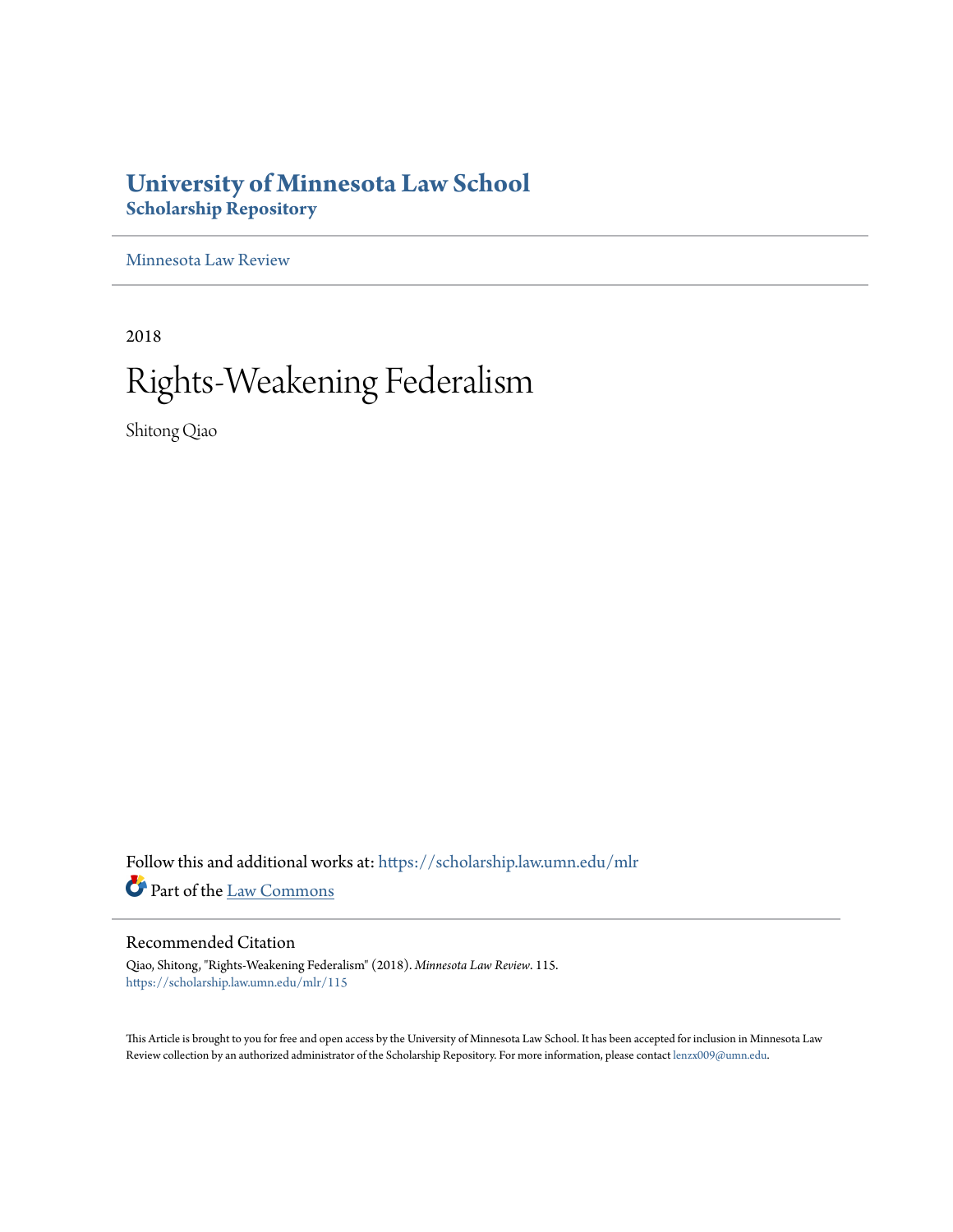# University of Minnesota Law School
## Scholarship Repository

Minnesota Law Review

2018

# Rights-Weakening Federalism

Shitong Qiao

Follow this and additional works at: https://scholarship.law.umn.edu/mlr

Part of the Law Commons

### Recommended Citation

Qiao, Shitong, "Rights-Weakening Federalism" (2018). *Minnesota Law Review*. 115.
https://scholarship.law.umn.edu/mlr/115

This Article is brought to you for free and open access by the University of Minnesota Law School. It has been accepted for inclusion in Minnesota Law Review collection by an authorized administrator of the Scholarship Repository. For more information, please contact lenzx009@umn.edu.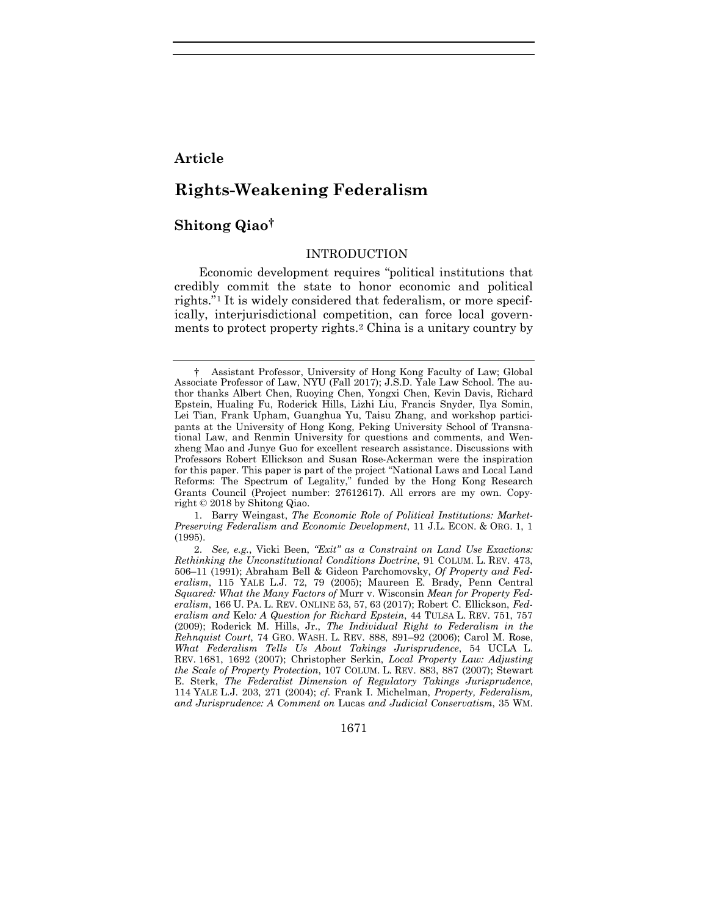# Article

# Rights-Weakening Federalism

## Shitong Qiao†

### INTRODUCTION

Economic development requires "political institutions that credibly commit the state to honor economic and political rights."[1] It is widely considered that federalism, or more specifically, interjurisdictional competition, can force local governments to protect property rights.[2] China is a unitary country by

---

† Assistant Professor, University of Hong Kong Faculty of Law; Global Associate Professor of Law, NYU (Fall 2017); J.S.D. Yale Law School. The author thanks Albert Chen, Ruoying Chen, Yongxi Chen, Kevin Davis, Richard Epstein, Hualing Fu, Roderick Hills, Lizhi Liu, Francis Snyder, Ilya Somin, Lei Tian, Frank Upham, Guanghua Yu, Taisu Zhang, and workshop participants at the University of Hong Kong, Peking University School of Transnational Law, and Renmin University for questions and comments, and Wenzheng Mao and Junye Guo for excellent research assistance. Discussions with Professors Robert Ellickson and Susan Rose-Ackerman were the inspiration for this paper. This paper is part of the project "National Laws and Local Land Reforms: The Spectrum of Legality," funded by the Hong Kong Research Grants Council (Project number: 27612617). All errors are my own. Copyright © 2018 by Shitong Qiao.

1. Barry Weingast, *The Economic Role of Political Institutions: Market-Preserving Federalism and Economic Development*, 11 J.L. ECON. & ORG. 1, 1 (1995).

2. *See, e.g.*, Vicki Been, *"Exit" as a Constraint on Land Use Exactions: Rethinking the Unconstitutional Conditions Doctrine*, 91 COLUM. L. REV. 473, 506–11 (1991); Abraham Bell & Gideon Parchomovsky, *Of Property and Federalism*, 115 YALE L.J. 72, 79 (2005); Maureen E. Brady, Penn Central *Squared: What the Many Factors of* Murr v. Wisconsin *Mean for Property Federalism*, 166 U. PA. L. REV. ONLINE 53, 57, 63 (2017); Robert C. Ellickson, *Federalism and* Kelo*: A Question for Richard Epstein*, 44 TULSA L. REV. 751, 757 (2009); Roderick M. Hills, Jr., *The Individual Right to Federalism in the Rehnquist Court*, 74 GEO. WASH. L. REV. 888, 891–92 (2006); Carol M. Rose, *What Federalism Tells Us About Takings Jurisprudence*, 54 UCLA L. REV. 1681, 1692 (2007); Christopher Serkin, *Local Property Law: Adjusting the Scale of Property Protection*, 107 COLUM. L. REV. 883, 887 (2007); Stewart E. Sterk, *The Federalist Dimension of Regulatory Takings Jurisprudence*, 114 YALE L.J. 203, 271 (2004); *cf.* Frank I. Michelman, *Property, Federalism, and Jurisprudence: A Comment on* Lucas *and Judicial Conservatism*, 35 WM.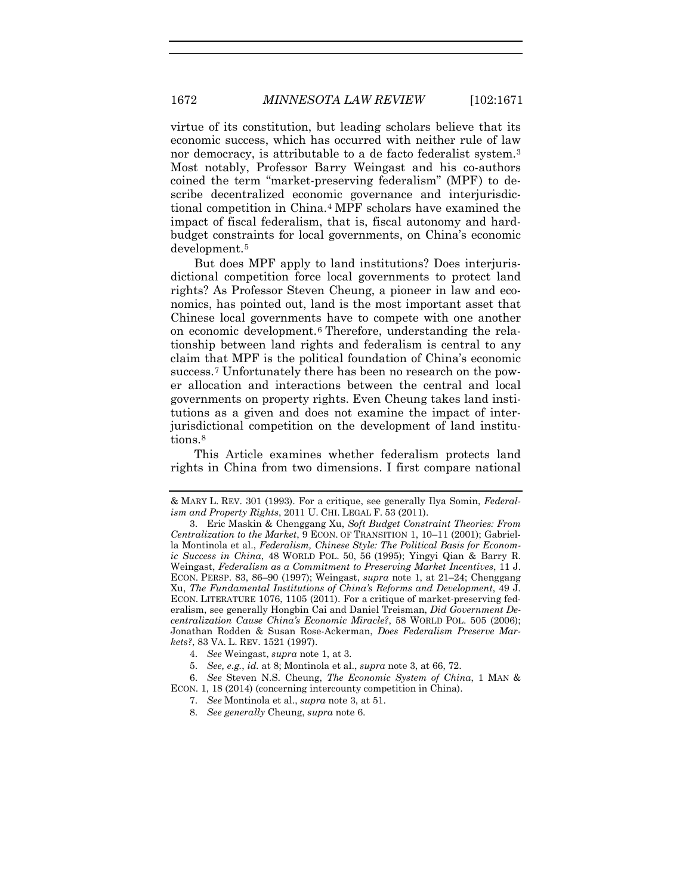virtue of its constitution, but leading scholars believe that its economic success, which has occurred with neither rule of law nor democracy, is attributable to a de facto federalist system.[3] Most notably, Professor Barry Weingast and his co-authors coined the term "market-preserving federalism" (MPF) to describe decentralized economic governance and interjurisdictional competition in China.[4] MPF scholars have examined the impact of fiscal federalism, that is, fiscal autonomy and hard-budget constraints for local governments, on China's economic development.[5]

But does MPF apply to land institutions? Does interjurisdictional competition force local governments to protect land rights? As Professor Steven Cheung, a pioneer in law and economics, has pointed out, land is the most important asset that Chinese local governments have to compete with one another on economic development.[6] Therefore, understanding the relationship between land rights and federalism is central to any claim that MPF is the political foundation of China's economic success.[7] Unfortunately there has been no research on the power allocation and interactions between the central and local governments on property rights. Even Cheung takes land institutions as a given and does not examine the impact of interjurisdictional competition on the development of land institutions.[8]

This Article examines whether federalism protects land rights in China from two dimensions. I first compare national

---

& MARY L. REV. 301 (1993). For a critique, see generally Ilya Somin, *Federalism and Property Rights*, 2011 U. CHI. LEGAL F. 53 (2011).

3. Eric Maskin & Chenggang Xu, *Soft Budget Constraint Theories: From Centralization to the Market*, 9 ECON. OF TRANSITION 1, 10–11 (2001); Gabriella Montinola et al., *Federalism, Chinese Style: The Political Basis for Economic Success in China*, 48 WORLD POL. 50, 56 (1995); Yingyi Qian & Barry R. Weingast, *Federalism as a Commitment to Preserving Market Incentives*, 11 J. ECON. PERSP. 83, 86–90 (1997); Weingast, *supra* note 1, at 21–24; Chenggang Xu, *The Fundamental Institutions of China's Reforms and Development*, 49 J. ECON. LITERATURE 1076, 1105 (2011). For a critique of market-preserving federalism, see generally Hongbin Cai and Daniel Treisman, *Did Government Decentralization Cause China's Economic Miracle?*, 58 WORLD POL. 505 (2006); Jonathan Rodden & Susan Rose-Ackerman, *Does Federalism Preserve Markets?*, 83 VA. L. REV. 1521 (1997).

4. *See* Weingast, *supra* note 1, at 3.

5. *See, e.g.*, *id.* at 8; Montinola et al., *supra* note 3, at 66, 72.

6. *See* Steven N.S. Cheung, *The Economic System of China*, 1 MAN & ECON. 1, 18 (2014) (concerning intercounty competition in China).

7. *See* Montinola et al., *supra* note 3, at 51.

8. *See generally* Cheung, *supra* note 6.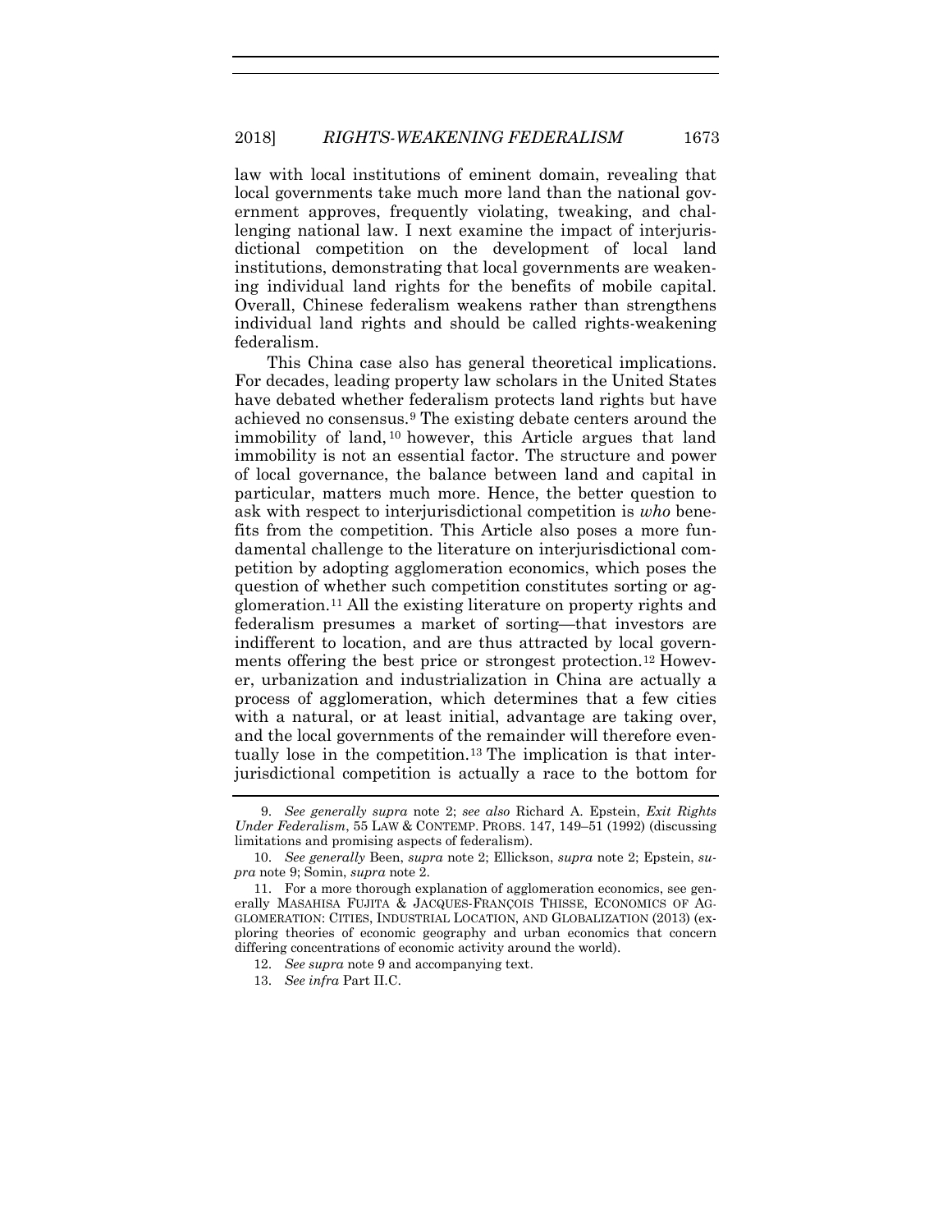law with local institutions of eminent domain, revealing that local governments take much more land than the national government approves, frequently violating, tweaking, and challenging national law. I next examine the impact of interjurisdictional competition on the development of local land institutions, demonstrating that local governments are weakening individual land rights for the benefits of mobile capital. Overall, Chinese federalism weakens rather than strengthens individual land rights and should be called rights-weakening federalism.

This China case also has general theoretical implications. For decades, leading property law scholars in the United States have debated whether federalism protects land rights but have achieved no consensus.[9] The existing debate centers around the immobility of land,[10] however, this Article argues that land immobility is not an essential factor. The structure and power of local governance, the balance between land and capital in particular, matters much more. Hence, the better question to ask with respect to interjurisdictional competition is *who* benefits from the competition. This Article also poses a more fundamental challenge to the literature on interjurisdictional competition by adopting agglomeration economics, which poses the question of whether such competition constitutes sorting or agglomeration.[11] All the existing literature on property rights and federalism presumes a market of sorting—that investors are indifferent to location, and are thus attracted by local governments offering the best price or strongest protection.[12] However, urbanization and industrialization in China are actually a process of agglomeration, which determines that a few cities with a natural, or at least initial, advantage are taking over, and the local governments of the remainder will therefore eventually lose in the competition.[13] The implication is that interjurisdictional competition is actually a race to the bottom for

---

9. *See generally supra* note 2; *see also* Richard A. Epstein, *Exit Rights Under Federalism*, 55 LAW & CONTEMP. PROBS. 147, 149–51 (1992) (discussing limitations and promising aspects of federalism).

10. *See generally* Been, *supra* note 2; Ellickson, *supra* note 2; Epstein, *supra* note 9; Somin, *supra* note 2.

11. For a more thorough explanation of agglomeration economics, see generally MASAHISA FUJITA & JACQUES-FRANÇOIS THISSE, ECONOMICS OF AGGLOMERATION: CITIES, INDUSTRIAL LOCATION, AND GLOBALIZATION (2013) (exploring theories of economic geography and urban economics that concern differing concentrations of economic activity around the world).

12. *See supra* note 9 and accompanying text.

13. *See infra* Part II.C.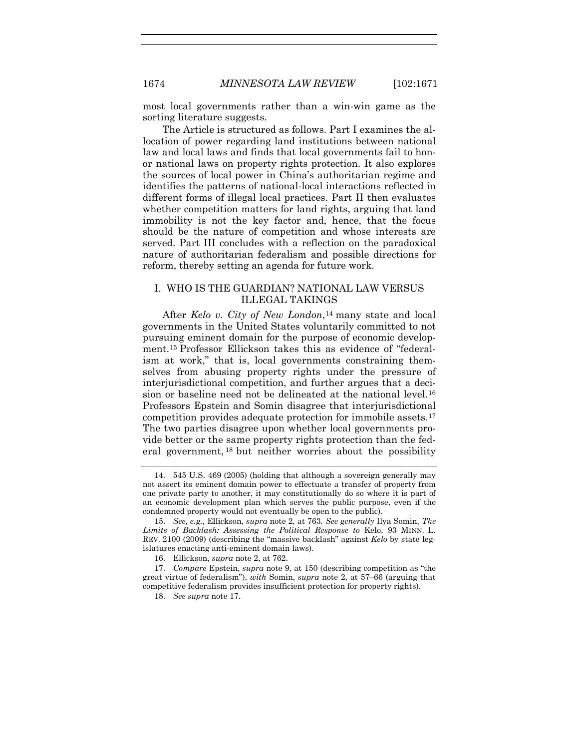most local governments rather than a win-win game as the sorting literature suggests.

The Article is structured as follows. Part I examines the allocation of power regarding land institutions between national law and local laws and finds that local governments fail to honor national laws on property rights protection. It also explores the sources of local power in China's authoritarian regime and identifies the patterns of national-local interactions reflected in different forms of illegal local practices. Part II then evaluates whether competition matters for land rights, arguing that land immobility is not the key factor and, hence, that the focus should be the nature of competition and whose interests are served. Part III concludes with a reflection on the paradoxical nature of authoritarian federalism and possible directions for reform, thereby setting an agenda for future work.

## I. WHO IS THE GUARDIAN? NATIONAL LAW VERSUS ILLEGAL TAKINGS

After *Kelo v. City of New London*,[14] many state and local governments in the United States voluntarily committed to not pursuing eminent domain for the purpose of economic development.[15] Professor Ellickson takes this as evidence of "federalism at work," that is, local governments constraining themselves from abusing property rights under the pressure of interjurisdictional competition, and further argues that a decision or baseline need not be delineated at the national level.[16] Professors Epstein and Somin disagree that interjurisdictional competition provides adequate protection for immobile assets.[17] The two parties disagree upon whether local governments provide better or the same property rights protection than the federal government,[18] but neither worries about the possibility

---

14. 545 U.S. 469 (2005) (holding that although a sovereign generally may not assert its eminent domain power to effectuate a transfer of property from one private party to another, it may constitutionally do so where it is part of an economic development plan which serves the public purpose, even if the condemned property would not eventually be open to the public).

15. *See, e.g.*, Ellickson, *supra* note 2, at 763. *See generally* Ilya Somin, *The Limits of Backlash: Assessing the Political Response to* Kelo, 93 MINN. L. REV. 2100 (2009) (describing the "massive backlash" against *Kelo* by state legislatures enacting anti-eminent domain laws).

16. Ellickson, *supra* note 2, at 762.

17. *Compare* Epstein, *supra* note 9, at 150 (describing competition as "the great virtue of federalism"), *with* Somin, *supra* note 2, at 57–66 (arguing that competitive federalism provides insufficient protection for property rights).

18. *See supra* note 17.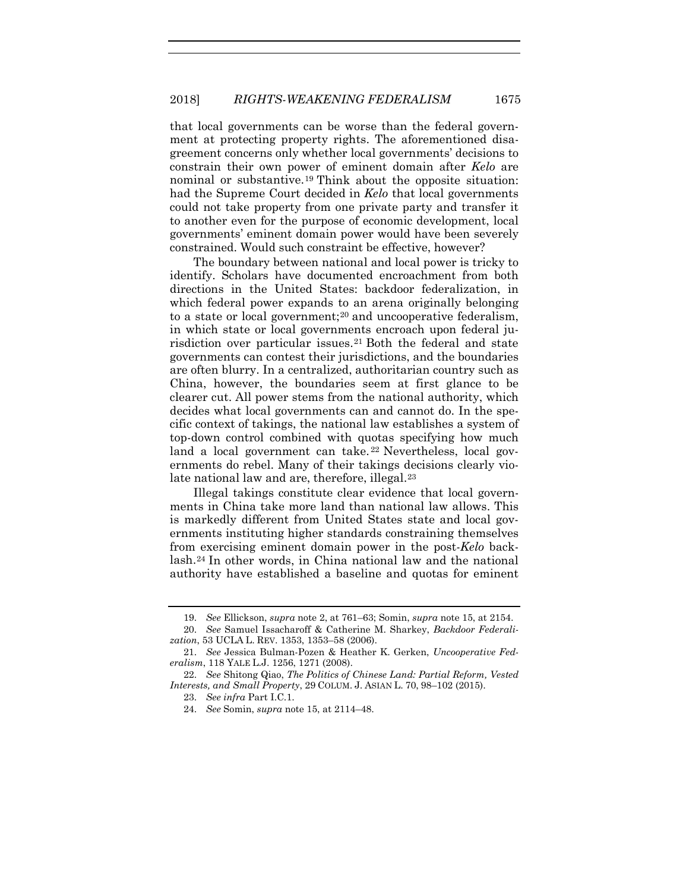that local governments can be worse than the federal government at protecting property rights. The aforementioned disagreement concerns only whether local governments' decisions to constrain their own power of eminent domain after *Kelo* are nominal or substantive.[19] Think about the opposite situation: had the Supreme Court decided in *Kelo* that local governments could not take property from one private party and transfer it to another even for the purpose of economic development, local governments' eminent domain power would have been severely constrained. Would such constraint be effective, however?

The boundary between national and local power is tricky to identify. Scholars have documented encroachment from both directions in the United States: backdoor federalization, in which federal power expands to an arena originally belonging to a state or local government;[20] and uncooperative federalism, in which state or local governments encroach upon federal jurisdiction over particular issues.[21] Both the federal and state governments can contest their jurisdictions, and the boundaries are often blurry. In a centralized, authoritarian country such as China, however, the boundaries seem at first glance to be clearer cut. All power stems from the national authority, which decides what local governments can and cannot do. In the specific context of takings, the national law establishes a system of top-down control combined with quotas specifying how much land a local government can take.[22] Nevertheless, local governments do rebel. Many of their takings decisions clearly violate national law and are, therefore, illegal.[23]

Illegal takings constitute clear evidence that local governments in China take more land than national law allows. This is markedly different from United States state and local governments instituting higher standards constraining themselves from exercising eminent domain power in the post-*Kelo* backlash.[24] In other words, in China national law and the national authority have established a baseline and quotas for eminent

---

19. *See* Ellickson, *supra* note 2, at 761–63; Somin, *supra* note 15, at 2154.

20. *See* Samuel Issacharoff & Catherine M. Sharkey, *Backdoor Federalization*, 53 UCLA L. REV. 1353, 1353–58 (2006).

21. *See* Jessica Bulman-Pozen & Heather K. Gerken, *Uncooperative Federalism*, 118 YALE L.J. 1256, 1271 (2008).

22. *See* Shitong Qiao, *The Politics of Chinese Land: Partial Reform, Vested Interests, and Small Property*, 29 COLUM. J. ASIAN L. 70, 98–102 (2015).

23. *See infra* Part I.C.1.

24. *See* Somin, *supra* note 15, at 2114–48.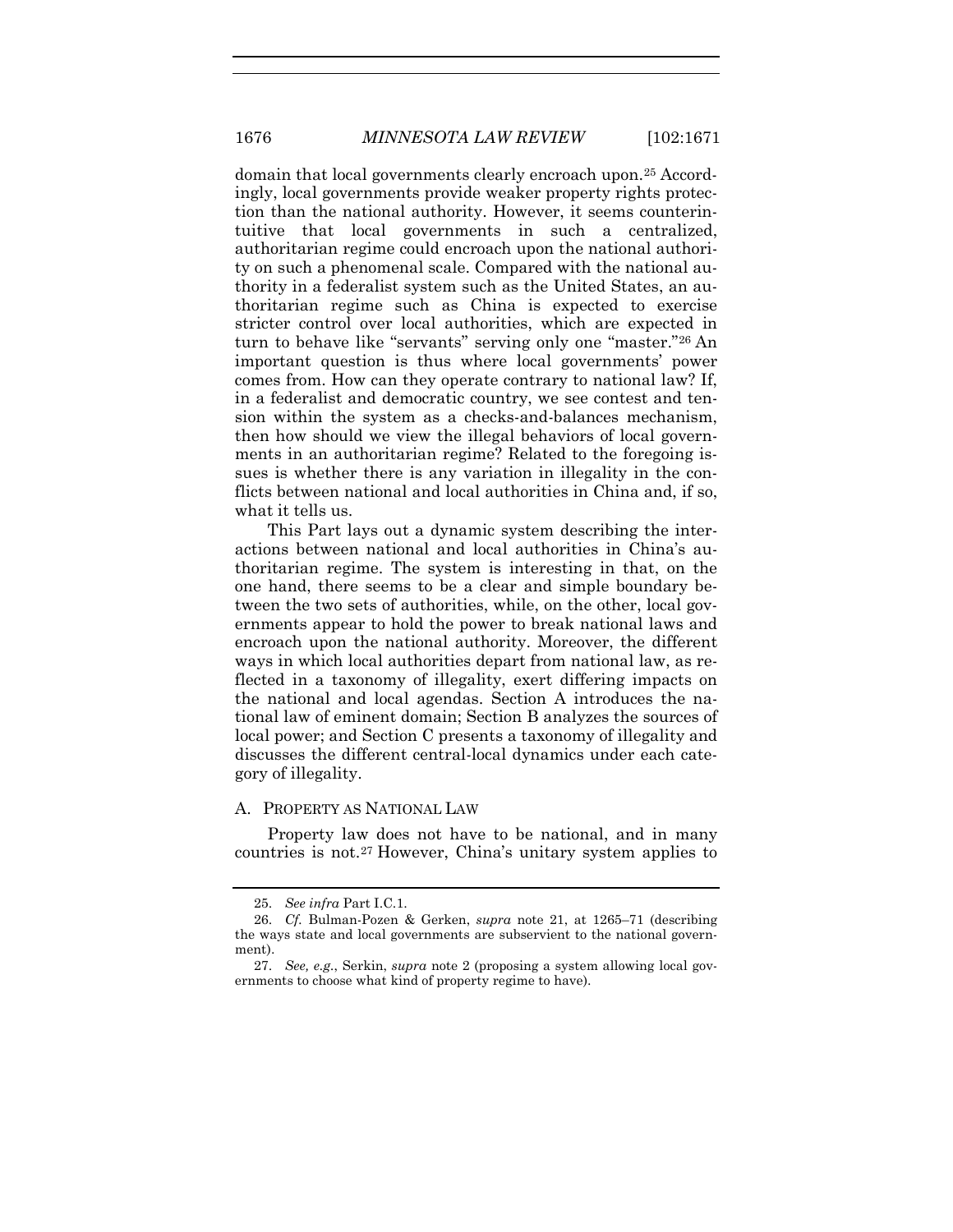domain that local governments clearly encroach upon.[25] Accordingly, local governments provide weaker property rights protection than the national authority. However, it seems counterintuitive that local governments in such a centralized, authoritarian regime could encroach upon the national authority on such a phenomenal scale. Compared with the national authority in a federalist system such as the United States, an authoritarian regime such as China is expected to exercise stricter control over local authorities, which are expected in turn to behave like "servants" serving only one "master."[26] An important question is thus where local governments' power comes from. How can they operate contrary to national law? If, in a federalist and democratic country, we see contest and tension within the system as a checks-and-balances mechanism, then how should we view the illegal behaviors of local governments in an authoritarian regime? Related to the foregoing issues is whether there is any variation in illegality in the conflicts between national and local authorities in China and, if so, what it tells us.

This Part lays out a dynamic system describing the interactions between national and local authorities in China's authoritarian regime. The system is interesting in that, on the one hand, there seems to be a clear and simple boundary between the two sets of authorities, while, on the other, local governments appear to hold the power to break national laws and encroach upon the national authority. Moreover, the different ways in which local authorities depart from national law, as reflected in a taxonomy of illegality, exert differing impacts on the national and local agendas. Section A introduces the national law of eminent domain; Section B analyzes the sources of local power; and Section C presents a taxonomy of illegality and discusses the different central-local dynamics under each category of illegality.

### A. PROPERTY AS NATIONAL LAW

Property law does not have to be national, and in many countries is not.[27] However, China's unitary system applies to

---

25. *See infra* Part I.C.1.

26. *Cf.* Bulman-Pozen & Gerken, *supra* note 21, at 1265–71 (describing the ways state and local governments are subservient to the national government).

27. *See, e.g.*, Serkin, *supra* note 2 (proposing a system allowing local governments to choose what kind of property regime to have).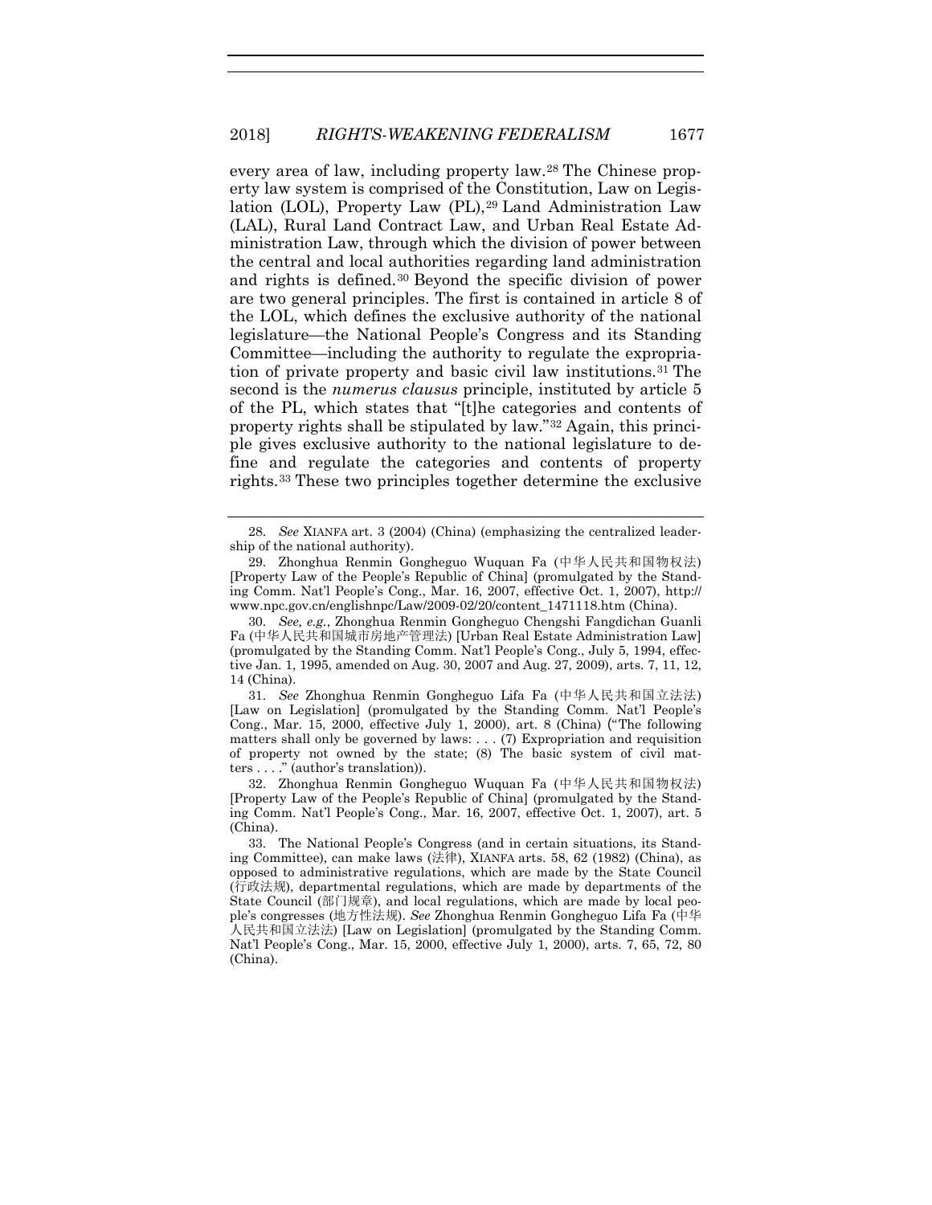every area of law, including property law.[28] The Chinese property law system is comprised of the Constitution, Law on Legislation (LOL), Property Law (PL),[29] Land Administration Law (LAL), Rural Land Contract Law, and Urban Real Estate Administration Law, through which the division of power between the central and local authorities regarding land administration and rights is defined.[30] Beyond the specific division of power are two general principles. The first is contained in article 8 of the LOL, which defines the exclusive authority of the national legislature—the National People's Congress and its Standing Committee—including the authority to regulate the expropriation of private property and basic civil law institutions.[31] The second is the *numerus clausus* principle, instituted by article 5 of the PL, which states that "[t]he categories and contents of property rights shall be stipulated by law."[32] Again, this principle gives exclusive authority to the national legislature to define and regulate the categories and contents of property rights.[33] These two principles together determine the exclusive

---

28. *See* XIANFA art. 3 (2004) (China) (emphasizing the centralized leadership of the national authority).

29. Zhonghua Renmin Gongheguo Wuquan Fa (中华人民共和国物权法) [Property Law of the People's Republic of China] (promulgated by the Standing Comm. Nat'l People's Cong., Mar. 16, 2007, effective Oct. 1, 2007), http://www.npc.gov.cn/englishnpc/Law/2009-02/20/content_1471118.htm (China).

30. *See, e.g.*, Zhonghua Renmin Gongheguo Chengshi Fangdichan Guanli Fa (中华人民共和国城市房地产管理法) [Urban Real Estate Administration Law] (promulgated by the Standing Comm. Nat'l People's Cong., July 5, 1994, effective Jan. 1, 1995, amended on Aug. 30, 2007 and Aug. 27, 2009), arts. 7, 11, 12, 14 (China).

31. *See* Zhonghua Renmin Gongheguo Lifa Fa (中华人民共和国立法法) [Law on Legislation] (promulgated by the Standing Comm. Nat'l People's Cong., Mar. 15, 2000, effective July 1, 2000), art. 8 (China) ("The following matters shall only be governed by laws: . . . (7) Expropriation and requisition of property not owned by the state; (8) The basic system of civil matters . . . ." (author's translation)).

32. Zhonghua Renmin Gongheguo Wuquan Fa (中华人民共和国物权法) [Property Law of the People's Republic of China] (promulgated by the Standing Comm. Nat'l People's Cong., Mar. 16, 2007, effective Oct. 1, 2007), art. 5 (China).

33. The National People's Congress (and in certain situations, its Standing Committee), can make laws (法律), XIANFA arts. 58, 62 (1982) (China), as opposed to administrative regulations, which are made by the State Council (行政法规), departmental regulations, which are made by departments of the State Council (部门规章), and local regulations, which are made by local people's congresses (地方性法规). *See* Zhonghua Renmin Gongheguo Lifa Fa (中华人民共和国立法法) [Law on Legislation] (promulgated by the Standing Comm. Nat'l People's Cong., Mar. 15, 2000, effective July 1, 2000), arts. 7, 65, 72, 80 (China).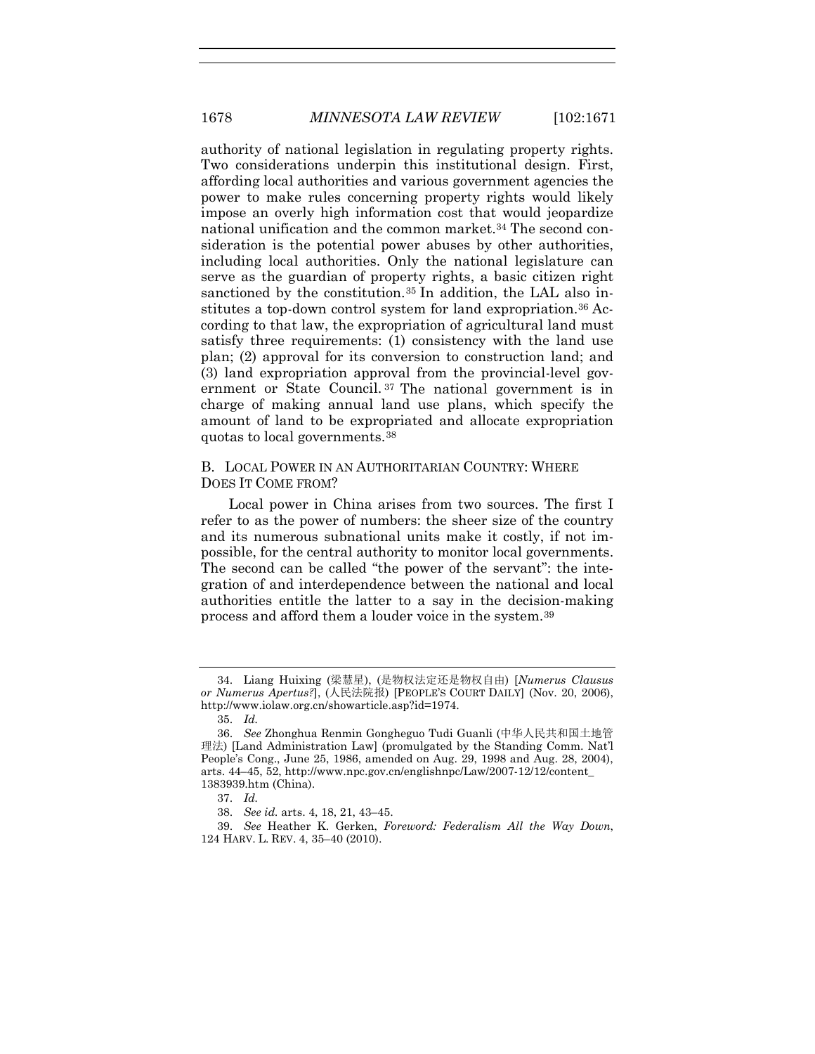authority of national legislation in regulating property rights. Two considerations underpin this institutional design. First, affording local authorities and various government agencies the power to make rules concerning property rights would likely impose an overly high information cost that would jeopardize national unification and the common market.[34] The second consideration is the potential power abuses by other authorities, including local authorities. Only the national legislature can serve as the guardian of property rights, a basic citizen right sanctioned by the constitution.[35] In addition, the LAL also institutes a top-down control system for land expropriation.[36] According to that law, the expropriation of agricultural land must satisfy three requirements: (1) consistency with the land use plan; (2) approval for its conversion to construction land; and (3) land expropriation approval from the provincial-level government or State Council.[37] The national government is in charge of making annual land use plans, which specify the amount of land to be expropriated and allocate expropriation quotas to local governments.[38]

### B. LOCAL POWER IN AN AUTHORITARIAN COUNTRY: WHERE DOES IT COME FROM?

Local power in China arises from two sources. The first I refer to as the power of numbers: the sheer size of the country and its numerous subnational units make it costly, if not impossible, for the central authority to monitor local governments. The second can be called "the power of the servant": the integration of and interdependence between the national and local authorities entitle the latter to a say in the decision-making process and afford them a louder voice in the system.[39]

---

34. Liang Huixing (梁慧星), (是物权法定还是物权自由) [*Numerus Clausus or Numerus Apertus?*], (人民法院报) [PEOPLE'S COURT DAILY] (Nov. 20, 2006), http://www.iolaw.org.cn/showarticle.asp?id=1974.

35. *Id.*

36. *See* Zhonghua Renmin Gongheguo Tudi Guanli (中华人民共和国土地管理法) [Land Administration Law] (promulgated by the Standing Comm. Nat'l People's Cong., June 25, 1986, amended on Aug. 29, 1998 and Aug. 28, 2004), arts. 44–45, 52, http://www.npc.gov.cn/englishnpc/Law/2007-12/12/content_1383939.htm (China).

37. *Id.*

38. *See id.* arts. 4, 18, 21, 43–45.

39. *See* Heather K. Gerken, *Foreword: Federalism All the Way Down*, 124 HARV. L. REV. 4, 35–40 (2010).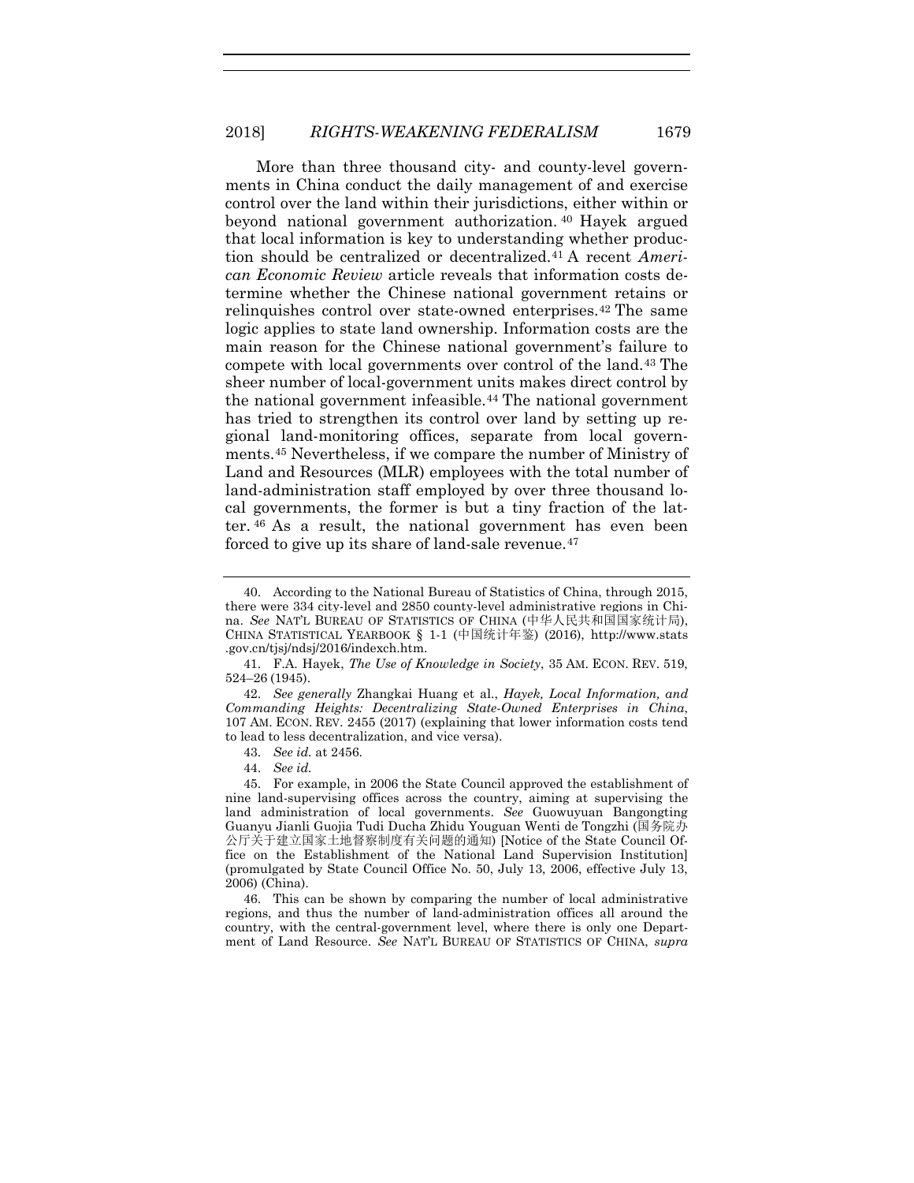More than three thousand city- and county-level governments in China conduct the daily management of and exercise control over the land within their jurisdictions, either within or beyond national government authorization.[40] Hayek argued that local information is key to understanding whether production should be centralized or decentralized.[41] A recent *American Economic Review* article reveals that information costs determine whether the Chinese national government retains or relinquishes control over state-owned enterprises.[42] The same logic applies to state land ownership. Information costs are the main reason for the Chinese national government's failure to compete with local governments over control of the land.[43] The sheer number of local-government units makes direct control by the national government infeasible.[44] The national government has tried to strengthen its control over land by setting up regional land-monitoring offices, separate from local governments.[45] Nevertheless, if we compare the number of Ministry of Land and Resources (MLR) employees with the total number of land-administration staff employed by over three thousand local governments, the former is but a tiny fraction of the latter.[46] As a result, the national government has even been forced to give up its share of land-sale revenue.[47]

---

40. According to the National Bureau of Statistics of China, through 2015, there were 334 city-level and 2850 county-level administrative regions in China. *See* NAT'L BUREAU OF STATISTICS OF CHINA (中华人民共和国国家统计局), CHINA STATISTICAL YEARBOOK § 1-1 (中国统计年鉴) (2016), http://www.stats.gov.cn/tjsj/ndsj/2016/indexch.htm.

41. F.A. Hayek, *The Use of Knowledge in Society*, 35 AM. ECON. REV. 519, 524–26 (1945).

42. *See generally* Zhangkai Huang et al., *Hayek, Local Information, and Commanding Heights: Decentralizing State-Owned Enterprises in China*, 107 AM. ECON. REV. 2455 (2017) (explaining that lower information costs tend to lead to less decentralization, and vice versa).

43. *See id.* at 2456.

44. *See id.*

45. For example, in 2006 the State Council approved the establishment of nine land-supervising offices across the country, aiming at supervising the land administration of local governments. *See* Guowuyuan Bangongting Guanyu Jianli Guojia Tudi Ducha Zhidu Youguan Wenti de Tongzhi (国务院办公厅关于建立国家土地督察制度有关问题的通知) [Notice of the State Council Office on the Establishment of the National Land Supervision Institution] (promulgated by State Council Office No. 50, July 13, 2006, effective July 13, 2006) (China).

46. This can be shown by comparing the number of local administrative regions, and thus the number of land-administration offices all around the country, with the central-government level, where there is only one Department of Land Resource. *See* NAT'L BUREAU OF STATISTICS OF CHINA, *supra*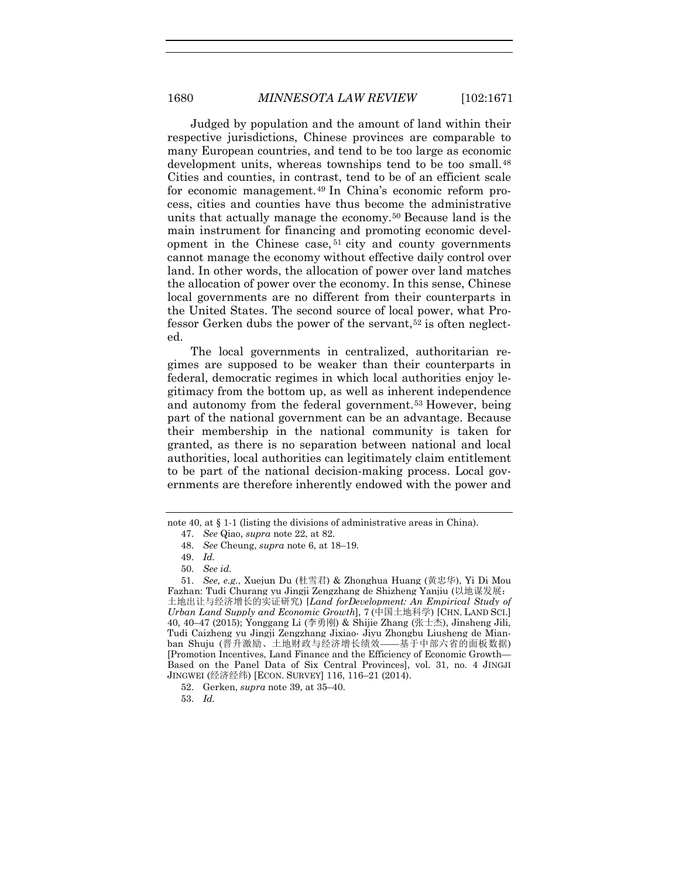Judged by population and the amount of land within their respective jurisdictions, Chinese provinces are comparable to many European countries, and tend to be too large as economic development units, whereas townships tend to be too small.[48] Cities and counties, in contrast, tend to be of an efficient scale for economic management.[49] In China's economic reform process, cities and counties have thus become the administrative units that actually manage the economy.[50] Because land is the main instrument for financing and promoting economic development in the Chinese case,[51] city and county governments cannot manage the economy without effective daily control over land. In other words, the allocation of power over land matches the allocation of power over the economy. In this sense, Chinese local governments are no different from their counterparts in the United States. The second source of local power, what Professor Gerken dubs the power of the servant,[52] is often neglected.

The local governments in centralized, authoritarian regimes are supposed to be weaker than their counterparts in federal, democratic regimes in which local authorities enjoy legitimacy from the bottom up, as well as inherent independence and autonomy from the federal government.[53] However, being part of the national government can be an advantage. Because their membership in the national community is taken for granted, as there is no separation between national and local authorities, local authorities can legitimately claim entitlement to be part of the national decision-making process. Local governments are therefore inherently endowed with the power and

---

note 40, at § 1-1 (listing the divisions of administrative areas in China).

47. *See* Qiao, *supra* note 22, at 82.

48. *See* Cheung, *supra* note 6, at 18–19.

49. *Id.*

50. *See id.*

51. *See, e.g.*, Xuejun Du (杜雪君) & Zhonghua Huang (黄忠华), Yi Di Mou Fazhan: Tudi Churang yu Jingji Zengzhang de Shizheng Yanjiu (以地谋发展：土地出让与经济增长的实证研究) [*Land forDevelopment: An Empirical Study of Urban Land Supply and Economic Growth*], 7 (中国土地科学) [CHN. LAND SCI.] 40, 40–47 (2015); Yonggang Li (李勇刚) & Shijie Zhang (张士杰), Jinsheng Jili, Tudi Caizheng yu Jingji Zengzhang Jixiao- Jiyu Zhongbu Liusheng de Mianban Shuju (晋升激励、土地财政与经济增长绩效——基于中部六省的面板数据) [Promotion Incentives, Land Finance and the Efficiency of Economic Growth—Based on the Panel Data of Six Central Provinces], vol. 31, no. 4 JINGJI JINGWEI (经济经纬) [ECON. SURVEY] 116, 116–21 (2014).

52. Gerken, *supra* note 39, at 35–40.

53. *Id.*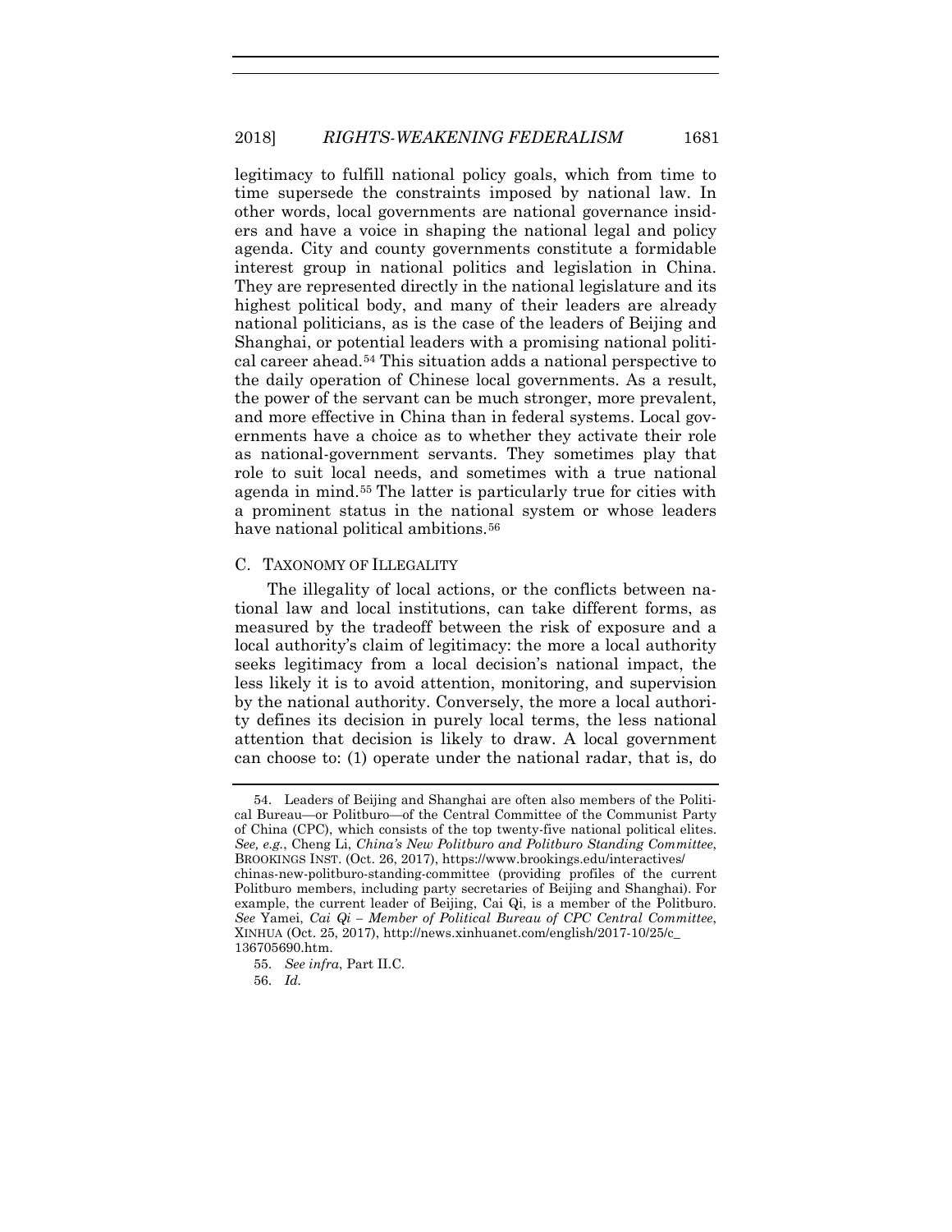legitimacy to fulfill national policy goals, which from time to time supersede the constraints imposed by national law. In other words, local governments are national governance insiders and have a voice in shaping the national legal and policy agenda. City and county governments constitute a formidable interest group in national politics and legislation in China. They are represented directly in the national legislature and its highest political body, and many of their leaders are already national politicians, as is the case of the leaders of Beijing and Shanghai, or potential leaders with a promising national political career ahead.[54] This situation adds a national perspective to the daily operation of Chinese local governments. As a result, the power of the servant can be much stronger, more prevalent, and more effective in China than in federal systems. Local governments have a choice as to whether they activate their role as national-government servants. They sometimes play that role to suit local needs, and sometimes with a true national agenda in mind.[55] The latter is particularly true for cities with a prominent status in the national system or whose leaders have national political ambitions.[56]

### C. TAXONOMY OF ILLEGALITY

The illegality of local actions, or the conflicts between national law and local institutions, can take different forms, as measured by the tradeoff between the risk of exposure and a local authority's claim of legitimacy: the more a local authority seeks legitimacy from a local decision's national impact, the less likely it is to avoid attention, monitoring, and supervision by the national authority. Conversely, the more a local authority defines its decision in purely local terms, the less national attention that decision is likely to draw. A local government can choose to: (1) operate under the national radar, that is, do

---

54. Leaders of Beijing and Shanghai are often also members of the Political Bureau—or Politburo—of the Central Committee of the Communist Party of China (CPC), which consists of the top twenty-five national political elites. *See, e.g.*, Cheng Li, *China's New Politburo and Politburo Standing Committee*, BROOKINGS INST. (Oct. 26, 2017), https://www.brookings.edu/interactives/chinas-new-politburo-standing-committee (providing profiles of the current Politburo members, including party secretaries of Beijing and Shanghai). For example, the current leader of Beijing, Cai Qi, is a member of the Politburo. *See* Yamei, *Cai Qi – Member of Political Bureau of CPC Central Committee*, XINHUA (Oct. 25, 2017), http://news.xinhuanet.com/english/2017-10/25/c_136705690.htm.

55. *See infra*, Part II.C.

56. *Id.*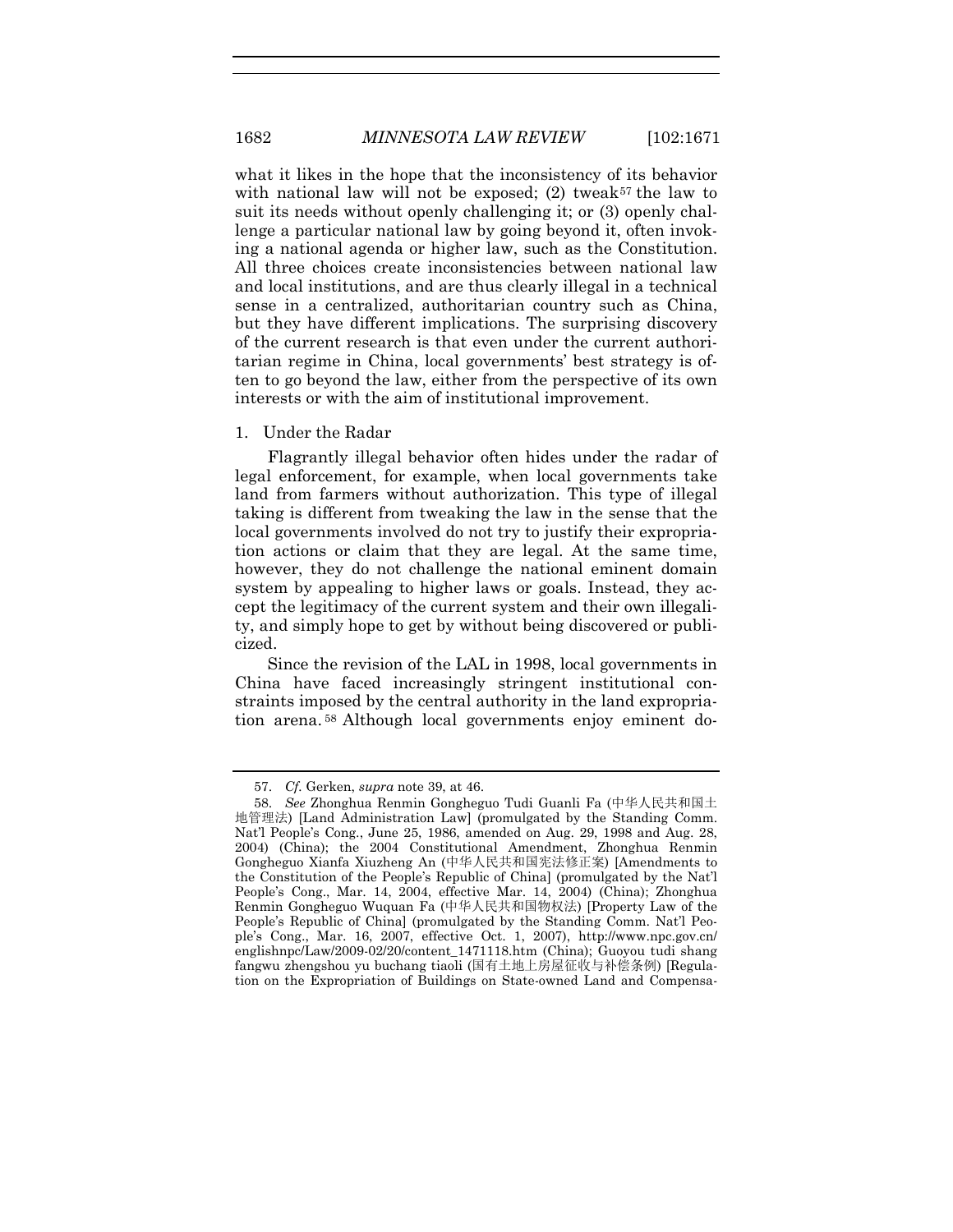what it likes in the hope that the inconsistency of its behavior with national law will not be exposed; (2) tweak[57] the law to suit its needs without openly challenging it; or (3) openly challenge a particular national law by going beyond it, often invoking a national agenda or higher law, such as the Constitution. All three choices create inconsistencies between national law and local institutions, and are thus clearly illegal in a technical sense in a centralized, authoritarian country such as China, but they have different implications. The surprising discovery of the current research is that even under the current authoritarian regime in China, local governments' best strategy is often to go beyond the law, either from the perspective of its own interests or with the aim of institutional improvement.

### 1. Under the Radar

Flagrantly illegal behavior often hides under the radar of legal enforcement, for example, when local governments take land from farmers without authorization. This type of illegal taking is different from tweaking the law in the sense that the local governments involved do not try to justify their expropriation actions or claim that they are legal. At the same time, however, they do not challenge the national eminent domain system by appealing to higher laws or goals. Instead, they accept the legitimacy of the current system and their own illegality, and simply hope to get by without being discovered or publicized.

Since the revision of the LAL in 1998, local governments in China have faced increasingly stringent institutional constraints imposed by the central authority in the land expropriation arena.[58] Although local governments enjoy eminent do-

---

57. *Cf.* Gerken, *supra* note 39, at 46.

58. *See* Zhonghua Renmin Gongheguo Tudi Guanli Fa (中华人民共和国土地管理法) [Land Administration Law] (promulgated by the Standing Comm. Nat'l People's Cong., June 25, 1986, amended on Aug. 29, 1998 and Aug. 28, 2004) (China); the 2004 Constitutional Amendment, Zhonghua Renmin Gongheguo Xianfa Xiuzheng An (中华人民共和国宪法修正案) [Amendments to the Constitution of the People's Republic of China] (promulgated by the Nat'l People's Cong., Mar. 14, 2004, effective Mar. 14, 2004) (China); Zhonghua Renmin Gongheguo Wuquan Fa (中华人民共和国物权法) [Property Law of the People's Republic of China] (promulgated by the Standing Comm. Nat'l People's Cong., Mar. 16, 2007, effective Oct. 1, 2007), http://www.npc.gov.cn/englishnpc/Law/2009-02/20/content_1471118.htm (China); Guoyou tudi shang fangwu zhengshou yu buchang tiaoli (国有土地上房屋征收与补偿条例) [Regulation on the Expropriation of Buildings on State-owned Land and Compensa-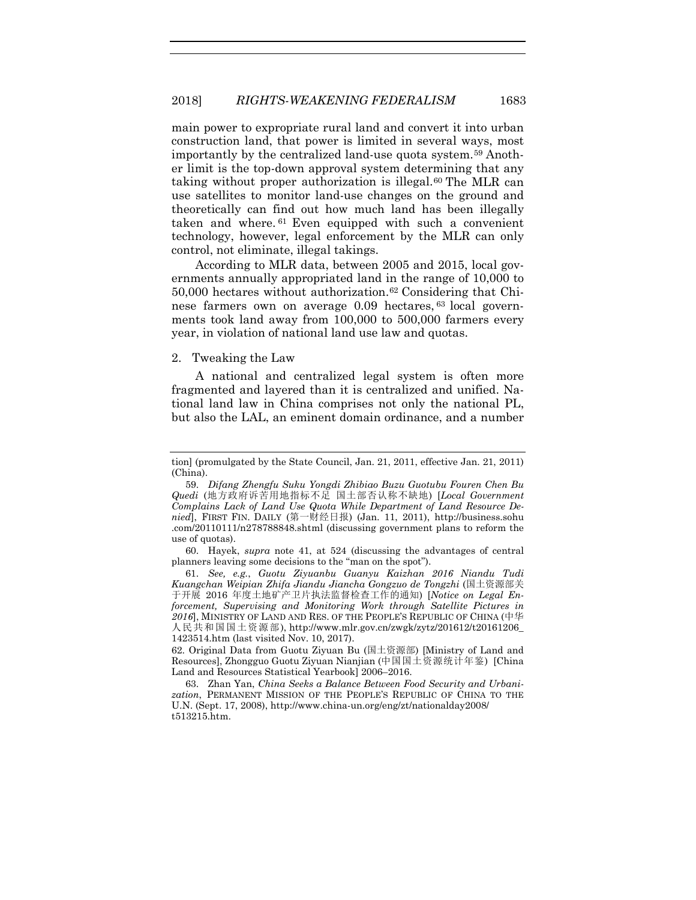main power to expropriate rural land and convert it into urban construction land, that power is limited in several ways, most importantly by the centralized land-use quota system.[59] Another limit is the top-down approval system determining that any taking without proper authorization is illegal.[60] The MLR can use satellites to monitor land-use changes on the ground and theoretically can find out how much land has been illegally taken and where.[61] Even equipped with such a convenient technology, however, legal enforcement by the MLR can only control, not eliminate, illegal takings.

According to MLR data, between 2005 and 2015, local governments annually appropriated land in the range of 10,000 to 50,000 hectares without authorization.[62] Considering that Chinese farmers own on average 0.09 hectares,[63] local governments took land away from 100,000 to 500,000 farmers every year, in violation of national land use law and quotas.

### 2. Tweaking the Law

A national and centralized legal system is often more fragmented and layered than it is centralized and unified. National land law in China comprises not only the national PL, but also the LAL, an eminent domain ordinance, and a number

---

tion] (promulgated by the State Council, Jan. 21, 2011, effective Jan. 21, 2011) (China).

59. *Difang Zhengfu Suku Yongdi Zhibiao Buzu Guotubu Fouren Chen Bu Quedi* (地方政府诉苦用地指标不足 国土部否认称不缺地) [*Local Government Complains Lack of Land Use Quota While Department of Land Resource Denied*], FIRST FIN. DAILY (第一财经日报) (Jan. 11, 2011), http://business.sohu.com/20110111/n278788848.shtml (discussing government plans to reform the use of quotas).

60. Hayek, *supra* note 41, at 524 (discussing the advantages of central planners leaving some decisions to the "man on the spot").

61. *See, e.g.*, *Guotu Ziyuanbu Guanyu Kaizhan 2016 Niandu Tudi Kuangchan Weipian Zhifa Jiandu Jiancha Gongzuo de Tongzhi* (国土资源部关于开展 2016 年度土地矿产卫片执法监督检查工作的通知) [*Notice on Legal Enforcement, Supervising and Monitoring Work through Satellite Pictures in 2016*], MINISTRY OF LAND AND RES. OF THE PEOPLE'S REPUBLIC OF CHINA (中华人民共和国国土资源部), http://www.mlr.gov.cn/zwgk/zytz/201612/t20161206_1423514.htm (last visited Nov. 10, 2017).

62. Original Data from Guotu Ziyuan Bu (国土资源部) [Ministry of Land and Resources], Zhongguo Guotu Ziyuan Nianjian (中国国土资源统计年鉴) [China Land and Resources Statistical Yearbook] 2006–2016.

63. Zhan Yan, *China Seeks a Balance Between Food Security and Urbanization*, PERMANENT MISSION OF THE PEOPLE'S REPUBLIC OF CHINA TO THE U.N. (Sept. 17, 2008), http://www.china-un.org/eng/zt/nationalday2008/t513215.htm.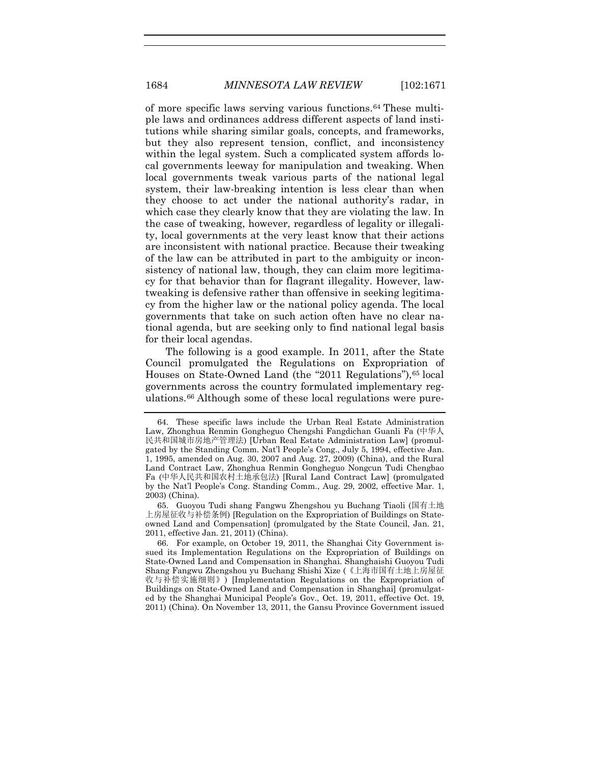of more specific laws serving various functions.[64] These multiple laws and ordinances address different aspects of land institutions while sharing similar goals, concepts, and frameworks, but they also represent tension, conflict, and inconsistency within the legal system. Such a complicated system affords local governments leeway for manipulation and tweaking. When local governments tweak various parts of the national legal system, their law-breaking intention is less clear than when they choose to act under the national authority's radar, in which case they clearly know that they are violating the law. In the case of tweaking, however, regardless of legality or illegality, local governments at the very least know that their actions are inconsistent with national practice. Because their tweaking of the law can be attributed in part to the ambiguity or inconsistency of national law, though, they can claim more legitimacy for that behavior than for flagrant illegality. However, law-tweaking is defensive rather than offensive in seeking legitimacy from the higher law or the national policy agenda. The local governments that take on such action often have no clear national agenda, but are seeking only to find national legal basis for their local agendas.

The following is a good example. In 2011, after the State Council promulgated the Regulations on Expropriation of Houses on State-Owned Land (the "2011 Regulations"),[65] local governments across the country formulated implementary regulations.[66] Although some of these local regulations were pure-

---

64. These specific laws include the Urban Real Estate Administration Law, Zhonghua Renmin Gongheguo Chengshi Fangdichan Guanli Fa (中华人民共和国城市房地产管理法) [Urban Real Estate Administration Law] (promulgated by the Standing Comm. Nat'l People's Cong., July 5, 1994, effective Jan. 1, 1995, amended on Aug. 30, 2007 and Aug. 27, 2009) (China), and the Rural Land Contract Law, Zhonghua Renmin Gongheguo Nongcun Tudi Chengbao Fa (中华人民共和国农村土地承包法) [Rural Land Contract Law] (promulgated by the Nat'l People's Cong. Standing Comm., Aug. 29, 2002, effective Mar. 1, 2003) (China).

65. Guoyou Tudi shang Fangwu Zhengshou yu Buchang Tiaoli (国有土地上房屋征收与补偿条例) [Regulation on the Expropriation of Buildings on State-owned Land and Compensation] (promulgated by the State Council, Jan. 21, 2011, effective Jan. 21, 2011) (China).

66. For example, on October 19, 2011, the Shanghai City Government issued its Implementation Regulations on the Expropriation of Buildings on State-Owned Land and Compensation in Shanghai. Shanghaishi Guoyou Tudi Shang Fangwu Zhengshou yu Buchang Shishi Xize (《上海市国有土地上房屋征收与补偿实施细则》) [Implementation Regulations on the Expropriation of Buildings on State-Owned Land and Compensation in Shanghai] (promulgated by the Shanghai Municipal People's Gov., Oct. 19, 2011, effective Oct. 19, 2011) (China). On November 13, 2011, the Gansu Province Government issued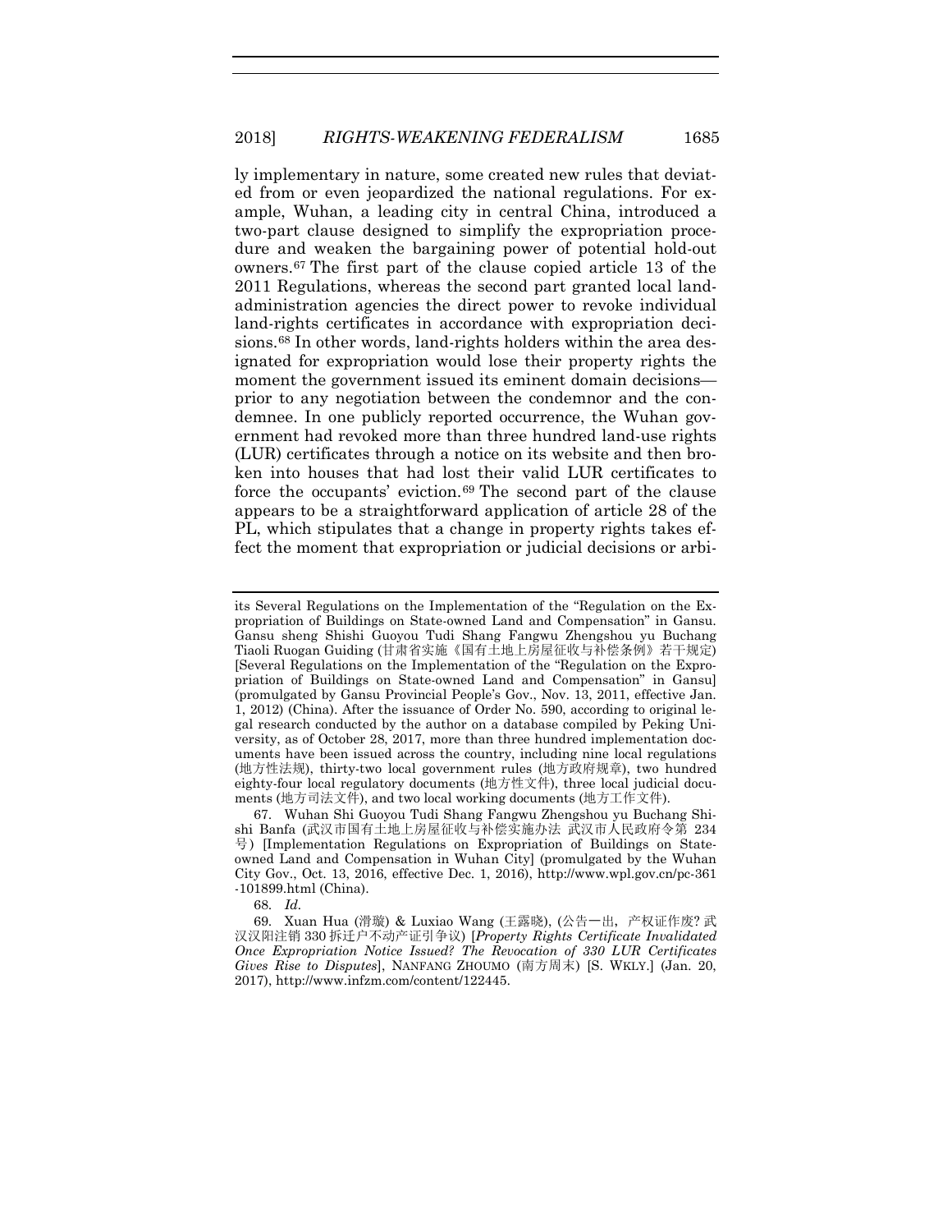ly implementary in nature, some created new rules that deviated from or even jeopardized the national regulations. For example, Wuhan, a leading city in central China, introduced a two-part clause designed to simplify the expropriation procedure and weaken the bargaining power of potential hold-out owners.[67] The first part of the clause copied article 13 of the 2011 Regulations, whereas the second part granted local land-administration agencies the direct power to revoke individual land-rights certificates in accordance with expropriation decisions.[68] In other words, land-rights holders within the area designated for expropriation would lose their property rights the moment the government issued its eminent domain decisions—prior to any negotiation between the condemnor and the condemnee. In one publicly reported occurrence, the Wuhan government had revoked more than three hundred land-use rights (LUR) certificates through a notice on its website and then broken into houses that had lost their valid LUR certificates to force the occupants' eviction.[69] The second part of the clause appears to be a straightforward application of article 28 of the PL, which stipulates that a change in property rights takes effect the moment that expropriation or judicial decisions or arbi-

---

its Several Regulations on the Implementation of the "Regulation on the Expropriation of Buildings on State-owned Land and Compensation" in Gansu. Gansu sheng Shishi Guoyou Tudi Shang Fangwu Zhengshou yu Buchang Tiaoli Ruogan Guiding (甘肃省实施《国有土地上房屋征收与补偿条例》若干规定) [Several Regulations on the Implementation of the "Regulation on the Expropriation of Buildings on State-owned Land and Compensation" in Gansu] (promulgated by Gansu Provincial People's Gov., Nov. 13, 2011, effective Jan. 1, 2012) (China). After the issuance of Order No. 590, according to original legal research conducted by the author on a database compiled by Peking University, as of October 28, 2017, more than three hundred implementation documents have been issued across the country, including nine local regulations (地方性法规), thirty-two local government rules (地方政府规章), two hundred eighty-four local regulatory documents (地方性文件), three local judicial documents (地方司法文件), and two local working documents (地方工作文件).

67. Wuhan Shi Guoyou Tudi Shang Fangwu Zhengshou yu Buchang Shishi Banfa (武汉市国有土地上房屋征收与补偿实施办法 武汉市人民政府令第 234 号) [Implementation Regulations on Expropriation of Buildings on State-owned Land and Compensation in Wuhan City] (promulgated by the Wuhan City Gov., Oct. 13, 2016, effective Dec. 1, 2016), http://www.wpl.gov.cn/pc-361-101899.html (China).

68. *Id.*

69. Xuan Hua (滑璇) & Luxiao Wang (王露晓), (公告一出，产权证作废? 武汉汉阳注销 330 拆迁户不动产证引争议) [*Property Rights Certificate Invalidated Once Expropriation Notice Issued? The Revocation of 330 LUR Certificates Gives Rise to Disputes*], NANFANG ZHOUMO (南方周末) [S. WKLY.] (Jan. 20, 2017), http://www.infzm.com/content/122445.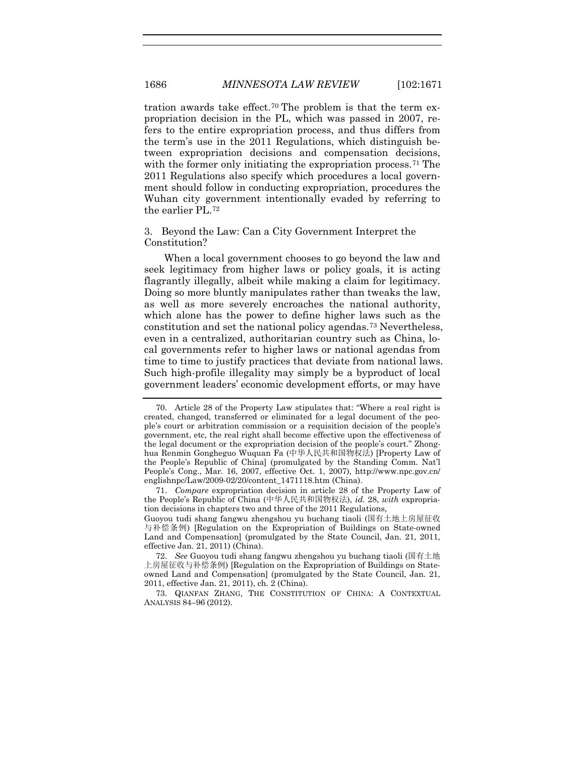tration awards take effect.[70] The problem is that the term expropriation decision in the PL, which was passed in 2007, refers to the entire expropriation process, and thus differs from the term's use in the 2011 Regulations, which distinguish between expropriation decisions and compensation decisions, with the former only initiating the expropriation process.[71] The 2011 Regulations also specify which procedures a local government should follow in conducting expropriation, procedures the Wuhan city government intentionally evaded by referring to the earlier PL.[72]

### 3. Beyond the Law: Can a City Government Interpret the Constitution?

When a local government chooses to go beyond the law and seek legitimacy from higher laws or policy goals, it is acting flagrantly illegally, albeit while making a claim for legitimacy. Doing so more bluntly manipulates rather than tweaks the law, as well as more severely encroaches the national authority, which alone has the power to define higher laws such as the constitution and set the national policy agendas.[73] Nevertheless, even in a centralized, authoritarian country such as China, local governments refer to higher laws or national agendas from time to time to justify practices that deviate from national laws. Such high-profile illegality may simply be a byproduct of local government leaders' economic development efforts, or may have

---

70. Article 28 of the Property Law stipulates that: "Where a real right is created, changed, transferred or eliminated for a legal document of the people's court or arbitration commission or a requisition decision of the people's government, etc, the real right shall become effective upon the effectiveness of the legal document or the expropriation decision of the people's court." Zhonghua Renmin Gongheguo Wuquan Fa (中华人民共和国物权法) [Property Law of the People's Republic of China] (promulgated by the Standing Comm. Nat'l People's Cong., Mar. 16, 2007, effective Oct. 1, 2007), http://www.npc.gov.cn/englishnpc/Law/2009-02/20/content_1471118.htm (China).

71. *Compare* expropriation decision in article 28 of the Property Law of the People's Republic of China (中华人民共和国物权法), *id.* 28, *with* expropriation decisions in chapters two and three of the 2011 Regulations, Guoyou tudi shang fangwu zhengshou yu buchang tiaoli (国有土地上房屋征收与补偿条例) [Regulation on the Expropriation of Buildings on State-owned Land and Compensation] (promulgated by the State Council, Jan. 21, 2011, effective Jan. 21, 2011) (China).

72. *See* Guoyou tudi shang fangwu zhengshou yu buchang tiaoli (国有土地上房屋征收与补偿条例) [Regulation on the Expropriation of Buildings on State-owned Land and Compensation] (promulgated by the State Council, Jan. 21, 2011, effective Jan. 21, 2011), ch. 2 (China).

73. QIANFAN ZHANG, THE CONSTITUTION OF CHINA: A CONTEXTUAL ANALYSIS 84–96 (2012).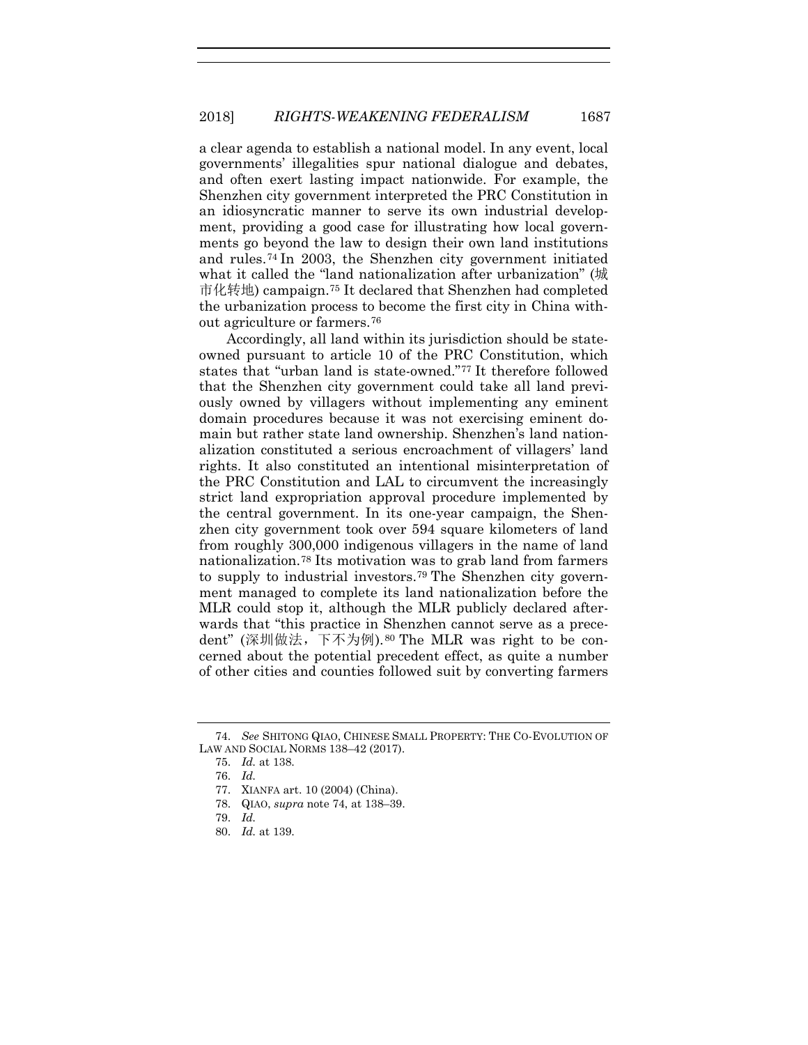a clear agenda to establish a national model. In any event, local governments' illegalities spur national dialogue and debates, and often exert lasting impact nationwide. For example, the Shenzhen city government interpreted the PRC Constitution in an idiosyncratic manner to serve its own industrial development, providing a good case for illustrating how local governments go beyond the law to design their own land institutions and rules.[74] In 2003, the Shenzhen city government initiated what it called the "land nationalization after urbanization" (城市化转地) campaign.[75] It declared that Shenzhen had completed the urbanization process to become the first city in China without agriculture or farmers.[76]

Accordingly, all land within its jurisdiction should be state-owned pursuant to article 10 of the PRC Constitution, which states that "urban land is state-owned."[77] It therefore followed that the Shenzhen city government could take all land previously owned by villagers without implementing any eminent domain procedures because it was not exercising eminent domain but rather state land ownership. Shenzhen's land nationalization constituted a serious encroachment of villagers' land rights. It also constituted an intentional misinterpretation of the PRC Constitution and LAL to circumvent the increasingly strict land expropriation approval procedure implemented by the central government. In its one-year campaign, the Shenzhen city government took over 594 square kilometers of land from roughly 300,000 indigenous villagers in the name of land nationalization.[78] Its motivation was to grab land from farmers to supply to industrial investors.[79] The Shenzhen city government managed to complete its land nationalization before the MLR could stop it, although the MLR publicly declared afterwards that "this practice in Shenzhen cannot serve as a precedent" (深圳做法，下不为例).[80] The MLR was right to be concerned about the potential precedent effect, as quite a number of other cities and counties followed suit by converting farmers

---

74. *See* SHITONG QIAO, CHINESE SMALL PROPERTY: THE CO-EVOLUTION OF LAW AND SOCIAL NORMS 138–42 (2017).

75. *Id.* at 138.

76. *Id.*

77. XIANFA art. 10 (2004) (China).

78. QIAO, *supra* note 74, at 138–39.

79. *Id.*

80. *Id.* at 139.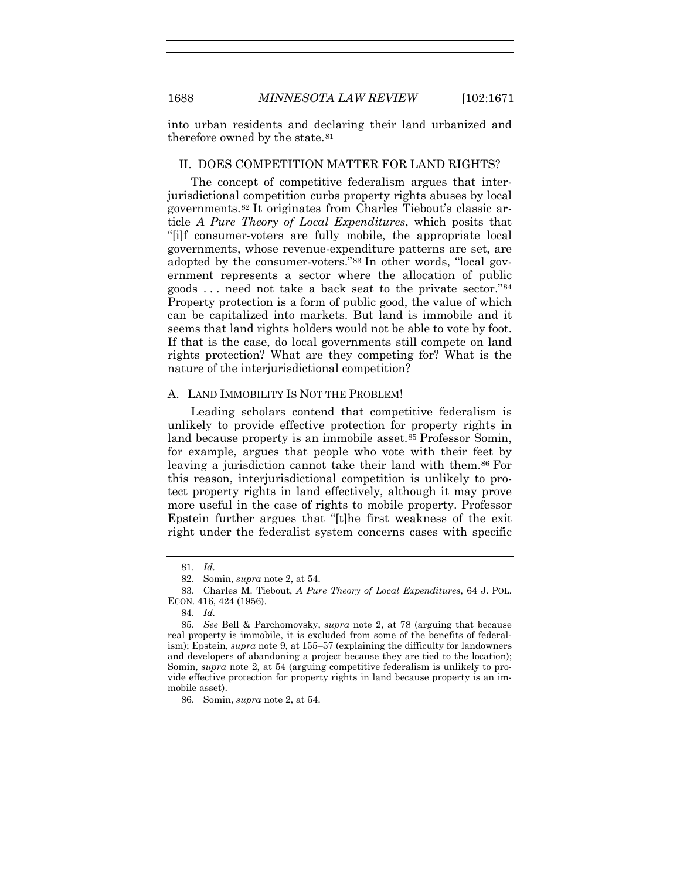into urban residents and declaring their land urbanized and therefore owned by the state.[81]

## II. DOES COMPETITION MATTER FOR LAND RIGHTS?

The concept of competitive federalism argues that interjurisdictional competition curbs property rights abuses by local governments.[82] It originates from Charles Tiebout's classic article *A Pure Theory of Local Expenditures*, which posits that "[i]f consumer-voters are fully mobile, the appropriate local governments, whose revenue-expenditure patterns are set, are adopted by the consumer-voters."[83] In other words, "local government represents a sector where the allocation of public goods . . . need not take a back seat to the private sector."[84] Property protection is a form of public good, the value of which can be capitalized into markets. But land is immobile and it seems that land rights holders would not be able to vote by foot. If that is the case, do local governments still compete on land rights protection? What are they competing for? What is the nature of the interjurisdictional competition?

### A. LAND IMMOBILITY IS NOT THE PROBLEM!

Leading scholars contend that competitive federalism is unlikely to provide effective protection for property rights in land because property is an immobile asset.[85] Professor Somin, for example, argues that people who vote with their feet by leaving a jurisdiction cannot take their land with them.[86] For this reason, interjurisdictional competition is unlikely to protect property rights in land effectively, although it may prove more useful in the case of rights to mobile property. Professor Epstein further argues that "[t]he first weakness of the exit right under the federalist system concerns cases with specific

---

81. *Id.*

82. Somin, *supra* note 2, at 54.

83. Charles M. Tiebout, *A Pure Theory of Local Expenditures*, 64 J. POL. ECON. 416, 424 (1956).

84. *Id.*

85. *See* Bell & Parchomovsky, *supra* note 2, at 78 (arguing that because real property is immobile, it is excluded from some of the benefits of federalism); Epstein, *supra* note 9, at 155–57 (explaining the difficulty for landowners and developers of abandoning a project because they are tied to the location); Somin, *supra* note 2, at 54 (arguing competitive federalism is unlikely to provide effective protection for property rights in land because property is an immobile asset).

86. Somin, *supra* note 2, at 54.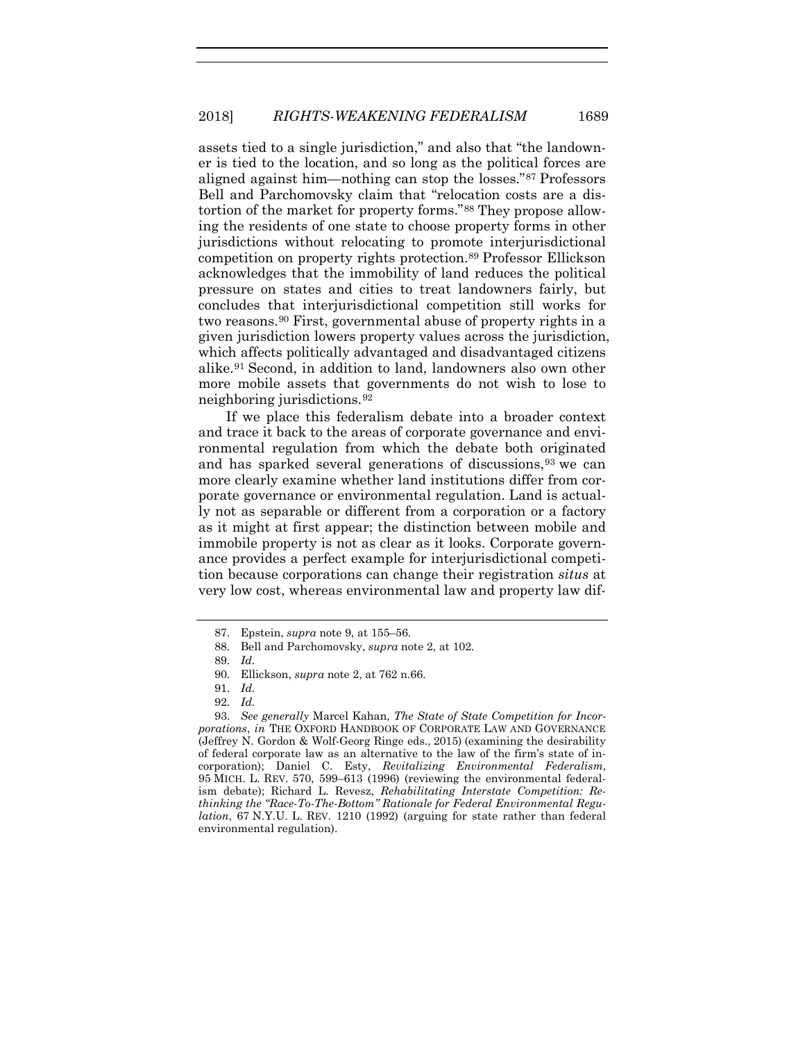assets tied to a single jurisdiction," and also that "the landowner is tied to the location, and so long as the political forces are aligned against him—nothing can stop the losses."[87] Professors Bell and Parchomovsky claim that "relocation costs are a distortion of the market for property forms."[88] They propose allowing the residents of one state to choose property forms in other jurisdictions without relocating to promote interjurisdictional competition on property rights protection.[89] Professor Ellickson acknowledges that the immobility of land reduces the political pressure on states and cities to treat landowners fairly, but concludes that interjurisdictional competition still works for two reasons.[90] First, governmental abuse of property rights in a given jurisdiction lowers property values across the jurisdiction, which affects politically advantaged and disadvantaged citizens alike.[91] Second, in addition to land, landowners also own other more mobile assets that governments do not wish to lose to neighboring jurisdictions.[92]

If we place this federalism debate into a broader context and trace it back to the areas of corporate governance and environmental regulation from which the debate both originated and has sparked several generations of discussions,[93] we can more clearly examine whether land institutions differ from corporate governance or environmental regulation. Land is actually not as separable or different from a corporation or a factory as it might at first appear; the distinction between mobile and immobile property is not as clear as it looks. Corporate governance provides a perfect example for interjurisdictional competition because corporations can change their registration *situs* at very low cost, whereas environmental law and property law dif-

---

87. Epstein, *supra* note 9, at 155–56.

88. Bell and Parchomovsky, *supra* note 2, at 102.

89. *Id.*

90. Ellickson, *supra* note 2, at 762 n.66.

91. *Id.*

92. *Id.*

93. *See generally* Marcel Kahan, *The State of State Competition for Incorporations*, *in* THE OXFORD HANDBOOK OF CORPORATE LAW AND GOVERNANCE (Jeffrey N. Gordon & Wolf-Georg Ringe eds., 2015) (examining the desirability of federal corporate law as an alternative to the law of the firm's state of incorporation); Daniel C. Esty, *Revitalizing Environmental Federalism*, 95 MICH. L. REV. 570, 599–613 (1996) (reviewing the environmental federalism debate); Richard L. Revesz, *Rehabilitating Interstate Competition: Rethinking the "Race-To-The-Bottom" Rationale for Federal Environmental Regulation*, 67 N.Y.U. L. REV. 1210 (1992) (arguing for state rather than federal environmental regulation).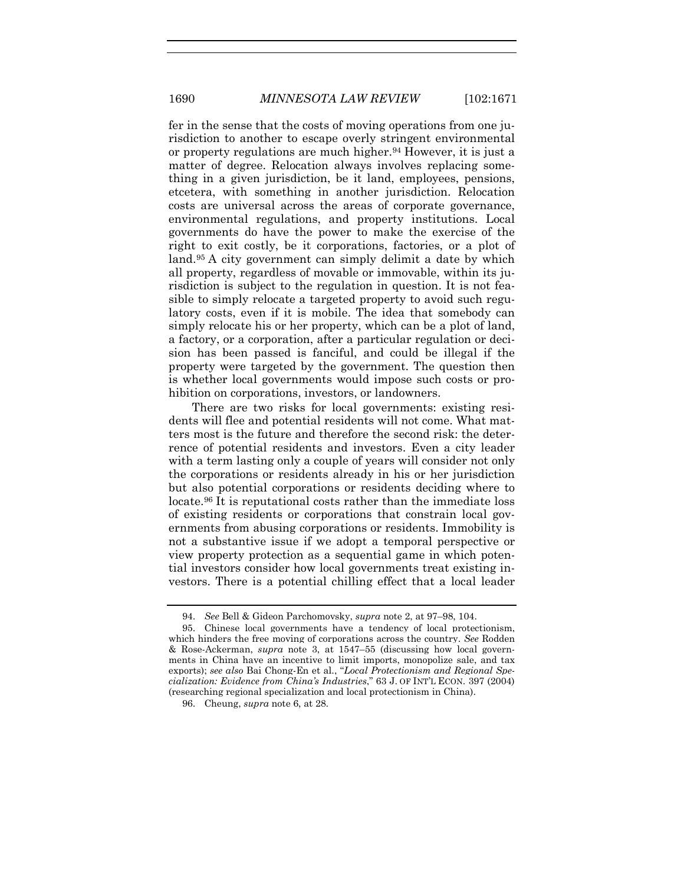fer in the sense that the costs of moving operations from one jurisdiction to another to escape overly stringent environmental or property regulations are much higher.[94] However, it is just a matter of degree. Relocation always involves replacing something in a given jurisdiction, be it land, employees, pensions, etcetera, with something in another jurisdiction. Relocation costs are universal across the areas of corporate governance, environmental regulations, and property institutions. Local governments do have the power to make the exercise of the right to exit costly, be it corporations, factories, or a plot of land.[95] A city government can simply delimit a date by which all property, regardless of movable or immovable, within its jurisdiction is subject to the regulation in question. It is not feasible to simply relocate a targeted property to avoid such regulatory costs, even if it is mobile. The idea that somebody can simply relocate his or her property, which can be a plot of land, a factory, or a corporation, after a particular regulation or decision has been passed is fanciful, and could be illegal if the property were targeted by the government. The question then is whether local governments would impose such costs or prohibition on corporations, investors, or landowners.

There are two risks for local governments: existing residents will flee and potential residents will not come. What matters most is the future and therefore the second risk: the deterrence of potential residents and investors. Even a city leader with a term lasting only a couple of years will consider not only the corporations or residents already in his or her jurisdiction but also potential corporations or residents deciding where to locate.[96] It is reputational costs rather than the immediate loss of existing residents or corporations that constrain local governments from abusing corporations or residents. Immobility is not a substantive issue if we adopt a temporal perspective or view property protection as a sequential game in which potential investors consider how local governments treat existing investors. There is a potential chilling effect that a local leader

---

94. *See* Bell & Gideon Parchomovsky, *supra* note 2, at 97–98, 104.

95. Chinese local governments have a tendency of local protectionism, which hinders the free moving of corporations across the country. *See* Rodden & Rose-Ackerman, *supra* note 3, at 1547–55 (discussing how local governments in China have an incentive to limit imports, monopolize sale, and tax exports); *see also* Bai Chong-En et al., "*Local Protectionism and Regional Specialization: Evidence from China's Industries*," 63 J. OF INT'L ECON. 397 (2004) (researching regional specialization and local protectionism in China).

96. Cheung, *supra* note 6, at 28.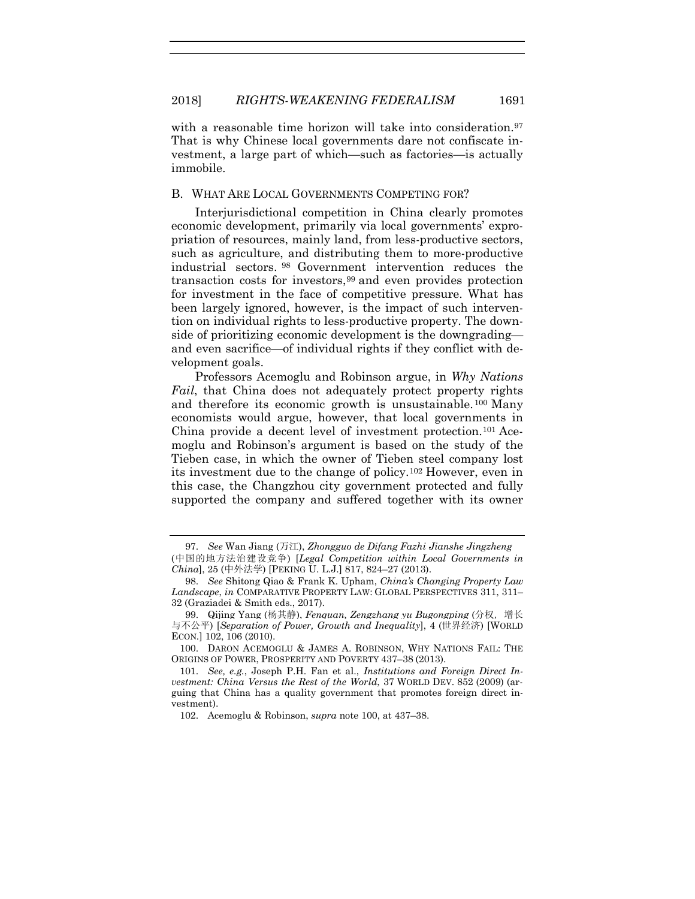with a reasonable time horizon will take into consideration.[97] That is why Chinese local governments dare not confiscate investment, a large part of which—such as factories—is actually immobile.

## B. What Are Local Governments Competing for?

Interjurisdictional competition in China clearly promotes economic development, primarily via local governments' expropriation of resources, mainly land, from less-productive sectors, such as agriculture, and distributing them to more-productive industrial sectors.[98] Government intervention reduces the transaction costs for investors,[99] and even provides protection for investment in the face of competitive pressure. What has been largely ignored, however, is the impact of such intervention on individual rights to less-productive property. The downside of prioritizing economic development is the downgrading—and even sacrifice—of individual rights if they conflict with development goals.

Professors Acemoglu and Robinson argue, in *Why Nations Fail*, that China does not adequately protect property rights and therefore its economic growth is unsustainable.[100] Many economists would argue, however, that local governments in China provide a decent level of investment protection.[101] Acemoglu and Robinson's argument is based on the study of the Tieben case, in which the owner of Tieben steel company lost its investment due to the change of policy.[102] However, even in this case, the Changzhou city government protected and fully supported the company and suffered together with its owner

---

97. *See* Wan Jiang (万江), *Zhongguo de Difang Fazhi Jianshe Jingzheng* (中国的地方法治建设竞争) [*Legal Competition within Local Governments in China*], 25 (中外法学) [PEKING U. L.J.] 817, 824–27 (2013).

98. *See* Shitong Qiao & Frank K. Upham, *China's Changing Property Law Landscape*, *in* COMPARATIVE PROPERTY LAW: GLOBAL PERSPECTIVES 311, 311–32 (Graziadei & Smith eds., 2017).

99. Qijing Yang (杨其静), *Fenquan, Zengzhang yu Bugongping* (分权，增长与不公平) [*Separation of Power, Growth and Inequality*], 4 (世界经济) [WORLD ECON.] 102, 106 (2010).

100. DARON ACEMOGLU & JAMES A. ROBINSON, WHY NATIONS FAIL: THE ORIGINS OF POWER, PROSPERITY AND POVERTY 437–38 (2013).

101. *See, e.g.*, Joseph P.H. Fan et al., *Institutions and Foreign Direct Investment: China Versus the Rest of the World*, 37 WORLD DEV. 852 (2009) (arguing that China has a quality government that promotes foreign direct investment).

102. Acemoglu & Robinson, *supra* note 100, at 437–38.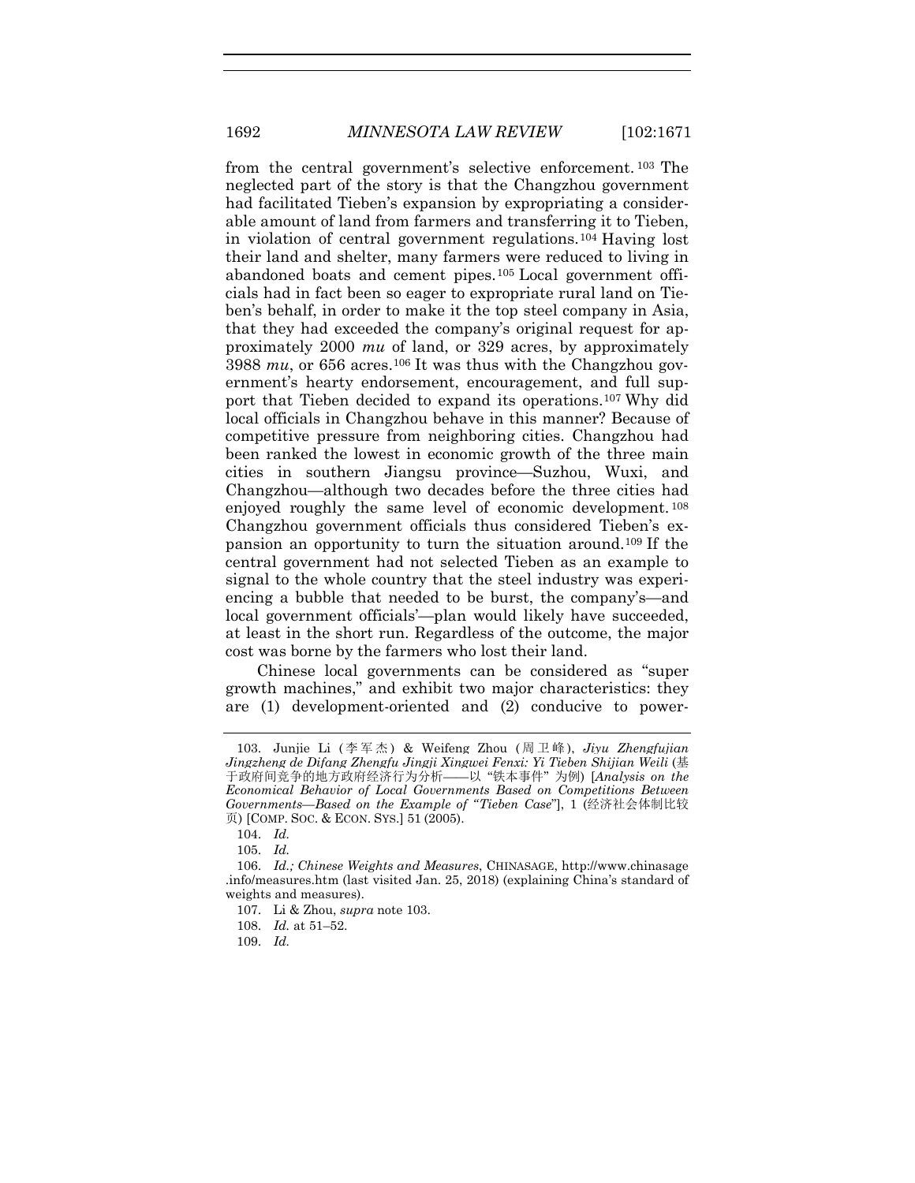from the central government's selective enforcement.[103] The neglected part of the story is that the Changzhou government had facilitated Tieben's expansion by expropriating a considerable amount of land from farmers and transferring it to Tieben, in violation of central government regulations.[104] Having lost their land and shelter, many farmers were reduced to living in abandoned boats and cement pipes.[105] Local government officials had in fact been so eager to expropriate rural land on Tieben's behalf, in order to make it the top steel company in Asia, that they had exceeded the company's original request for approximately 2000 *mu* of land, or 329 acres, by approximately 3988 *mu*, or 656 acres.[106] It was thus with the Changzhou government's hearty endorsement, encouragement, and full support that Tieben decided to expand its operations.[107] Why did local officials in Changzhou behave in this manner? Because of competitive pressure from neighboring cities. Changzhou had been ranked the lowest in economic growth of the three main cities in southern Jiangsu province—Suzhou, Wuxi, and Changzhou—although two decades before the three cities had enjoyed roughly the same level of economic development.[108] Changzhou government officials thus considered Tieben's expansion an opportunity to turn the situation around.[109] If the central government had not selected Tieben as an example to signal to the whole country that the steel industry was experiencing a bubble that needed to be burst, the company's—and local government officials'—plan would likely have succeeded, at least in the short run. Regardless of the outcome, the major cost was borne by the farmers who lost their land.

Chinese local governments can be considered as "super growth machines," and exhibit two major characteristics: they are (1) development-oriented and (2) conducive to power-

---

103. Junjie Li (李军杰) & Weifeng Zhou (周卫峰), *Jiyu Zhengfujian Jingzheng de Difang Zhengfu Jingji Xingwei Fenxi: Yi Tieben Shijian Weili* (基于政府间竞争的地方政府经济行为分析——以"铁本事件"为例) [*Analysis on the Economical Behavior of Local Governments Based on Competitions Between Governments—Based on the Example of "Tieben Case*"], 1 (经济社会体制比较页) [COMP. SOC. & ECON. SYS.] 51 (2005).

104. *Id.*

105. *Id.*

106. *Id.; Chinese Weights and Measures*, CHINASAGE, http://www.chinasage.info/measures.htm (last visited Jan. 25, 2018) (explaining China's standard of weights and measures).

107. Li & Zhou, *supra* note 103.

108. *Id.* at 51–52.

109. *Id.*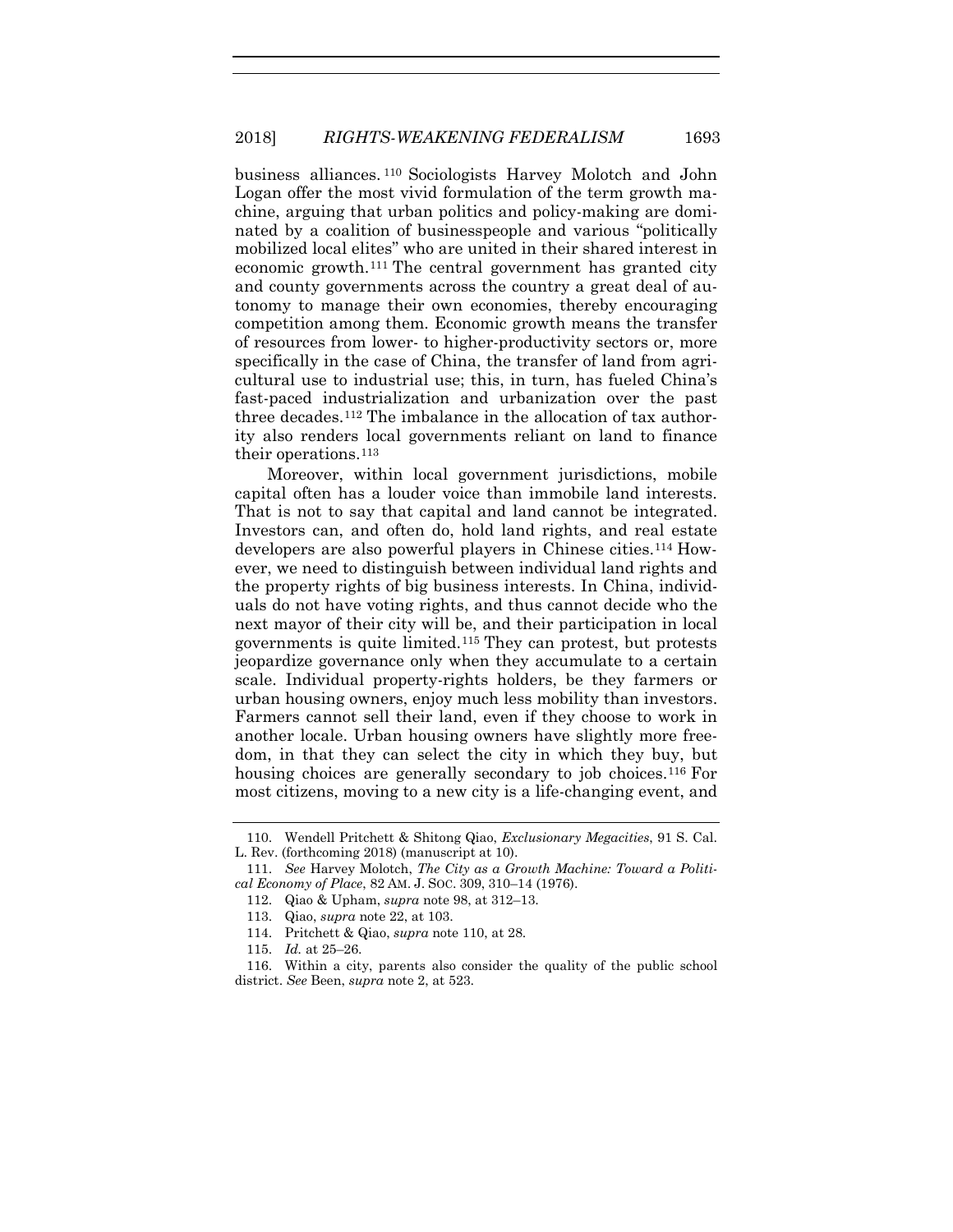business alliances.[110] Sociologists Harvey Molotch and John Logan offer the most vivid formulation of the term growth machine, arguing that urban politics and policy-making are dominated by a coalition of businesspeople and various "politically mobilized local elites" who are united in their shared interest in economic growth.[111] The central government has granted city and county governments across the country a great deal of autonomy to manage their own economies, thereby encouraging competition among them. Economic growth means the transfer of resources from lower- to higher-productivity sectors or, more specifically in the case of China, the transfer of land from agricultural use to industrial use; this, in turn, has fueled China's fast-paced industrialization and urbanization over the past three decades.[112] The imbalance in the allocation of tax authority also renders local governments reliant on land to finance their operations.[113]

Moreover, within local government jurisdictions, mobile capital often has a louder voice than immobile land interests. That is not to say that capital and land cannot be integrated. Investors can, and often do, hold land rights, and real estate developers are also powerful players in Chinese cities.[114] However, we need to distinguish between individual land rights and the property rights of big business interests. In China, individuals do not have voting rights, and thus cannot decide who the next mayor of their city will be, and their participation in local governments is quite limited.[115] They can protest, but protests jeopardize governance only when they accumulate to a certain scale. Individual property-rights holders, be they farmers or urban housing owners, enjoy much less mobility than investors. Farmers cannot sell their land, even if they choose to work in another locale. Urban housing owners have slightly more freedom, in that they can select the city in which they buy, but housing choices are generally secondary to job choices.[116] For most citizens, moving to a new city is a life-changing event, and

---

110. Wendell Pritchett & Shitong Qiao, *Exclusionary Megacities*, 91 S. Cal. L. Rev. (forthcoming 2018) (manuscript at 10).

111. *See* Harvey Molotch, *The City as a Growth Machine: Toward a Political Economy of Place*, 82 AM. J. SOC. 309, 310–14 (1976).

112. Qiao & Upham, *supra* note 98, at 312–13.

113. Qiao, *supra* note 22, at 103.

114. Pritchett & Qiao, *supra* note 110, at 28.

115. *Id.* at 25–26.

116. Within a city, parents also consider the quality of the public school district. *See* Been, *supra* note 2, at 523.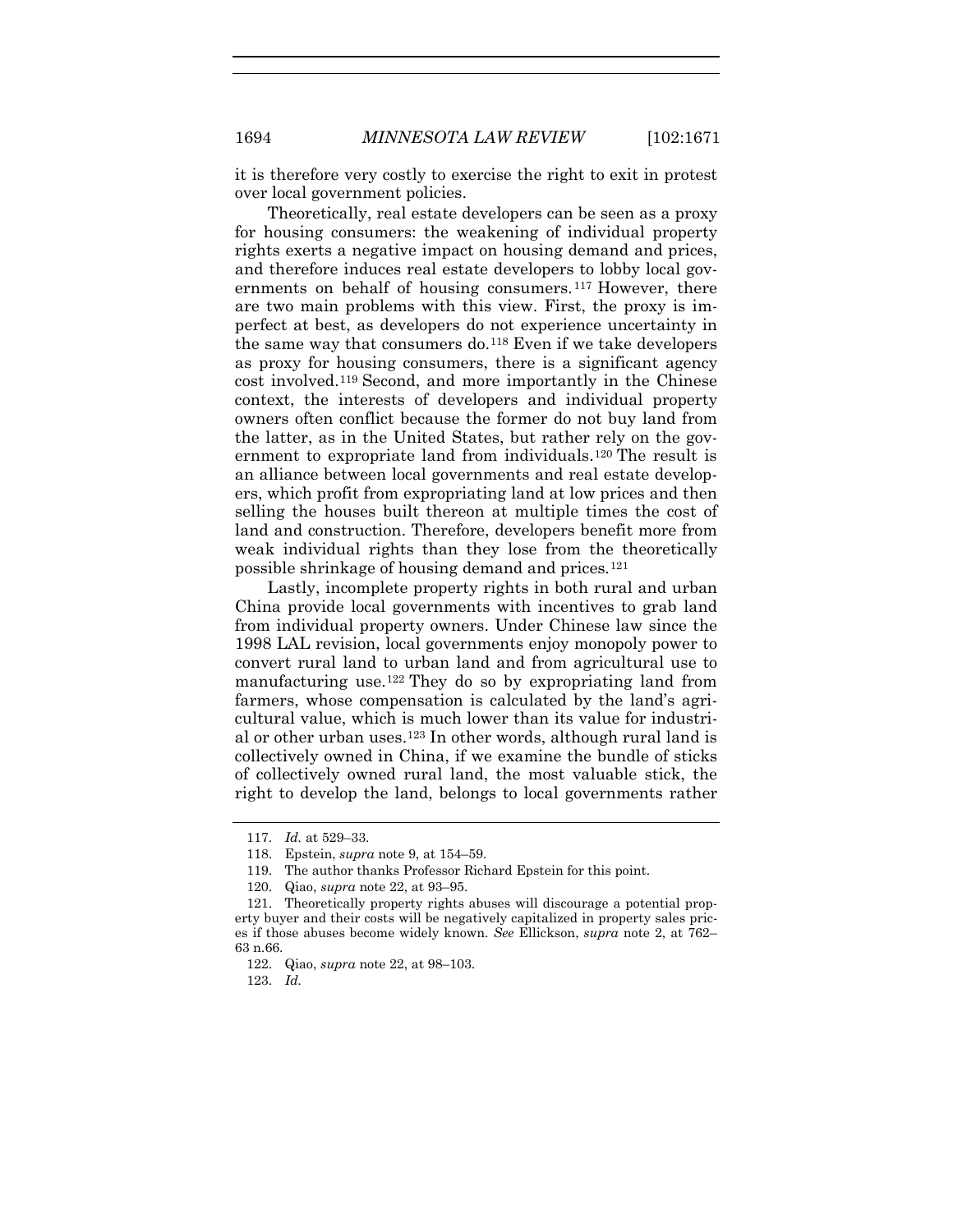it is therefore very costly to exercise the right to exit in protest over local government policies.

Theoretically, real estate developers can be seen as a proxy for housing consumers: the weakening of individual property rights exerts a negative impact on housing demand and prices, and therefore induces real estate developers to lobby local governments on behalf of housing consumers.[117] However, there are two main problems with this view. First, the proxy is imperfect at best, as developers do not experience uncertainty in the same way that consumers do.[118] Even if we take developers as proxy for housing consumers, there is a significant agency cost involved.[119] Second, and more importantly in the Chinese context, the interests of developers and individual property owners often conflict because the former do not buy land from the latter, as in the United States, but rather rely on the government to expropriate land from individuals.[120] The result is an alliance between local governments and real estate developers, which profit from expropriating land at low prices and then selling the houses built thereon at multiple times the cost of land and construction. Therefore, developers benefit more from weak individual rights than they lose from the theoretically possible shrinkage of housing demand and prices.[121]

Lastly, incomplete property rights in both rural and urban China provide local governments with incentives to grab land from individual property owners. Under Chinese law since the 1998 LAL revision, local governments enjoy monopoly power to convert rural land to urban land and from agricultural use to manufacturing use.[122] They do so by expropriating land from farmers, whose compensation is calculated by the land's agricultural value, which is much lower than its value for industrial or other urban uses.[123] In other words, although rural land is collectively owned in China, if we examine the bundle of sticks of collectively owned rural land, the most valuable stick, the right to develop the land, belongs to local governments rather

117. *Id.* at 529–33.

118. Epstein, *supra* note 9, at 154–59.

119. The author thanks Professor Richard Epstein for this point.

120. Qiao, *supra* note 22, at 93–95.

121. Theoretically property rights abuses will discourage a potential property buyer and their costs will be negatively capitalized in property sales prices if those abuses become widely known. *See* Ellickson, *supra* note 2, at 762–63 n.66.

122. Qiao, *supra* note 22, at 98–103.

123. *Id.*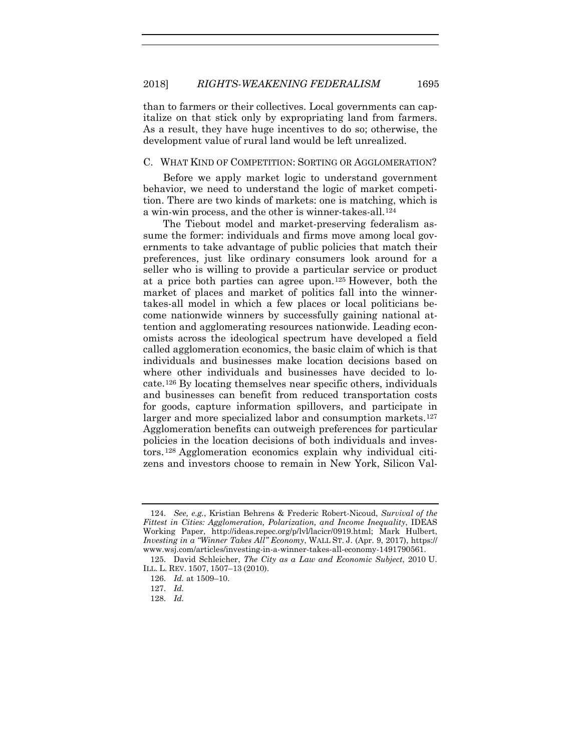than to farmers or their collectives. Local governments can capitalize on that stick only by expropriating land from farmers. As a result, they have huge incentives to do so; otherwise, the development value of rural land would be left unrealized.

### C. WHAT KIND OF COMPETITION: SORTING OR AGGLOMERATION?

Before we apply market logic to understand government behavior, we need to understand the logic of market competition. There are two kinds of markets: one is matching, which is a win-win process, and the other is winner-takes-all.[124]

The Tiebout model and market-preserving federalism assume the former: individuals and firms move among local governments to take advantage of public policies that match their preferences, just like ordinary consumers look around for a seller who is willing to provide a particular service or product at a price both parties can agree upon.[125] However, both the market of places and market of politics fall into the winner-takes-all model in which a few places or local politicians become nationwide winners by successfully gaining national attention and agglomerating resources nationwide. Leading economists across the ideological spectrum have developed a field called agglomeration economics, the basic claim of which is that individuals and businesses make location decisions based on where other individuals and businesses have decided to locate.[126] By locating themselves near specific others, individuals and businesses can benefit from reduced transportation costs for goods, capture information spillovers, and participate in larger and more specialized labor and consumption markets.[127] Agglomeration benefits can outweigh preferences for particular policies in the location decisions of both individuals and investors.[128] Agglomeration economics explain why individual citizens and investors choose to remain in New York, Silicon Val-

---

124. *See, e.g.*, Kristian Behrens & Frederic Robert-Nicoud, *Survival of the Fittest in Cities: Agglomeration, Polarization, and Income Inequality*, IDEAS Working Paper, http://ideas.repec.org/p/lvl/lacicr/0919.html; Mark Hulbert, *Investing in a "Winner Takes All" Economy*, WALL ST. J. (Apr. 9, 2017), https://www.wsj.com/articles/investing-in-a-winner-takes-all-economy-1491790561.

125. David Schleicher, *The City as a Law and Economic Subject*, 2010 U. ILL. L. REV. 1507, 1507–13 (2010).

126. *Id.* at 1509–10.

127. *Id.*

128. *Id.*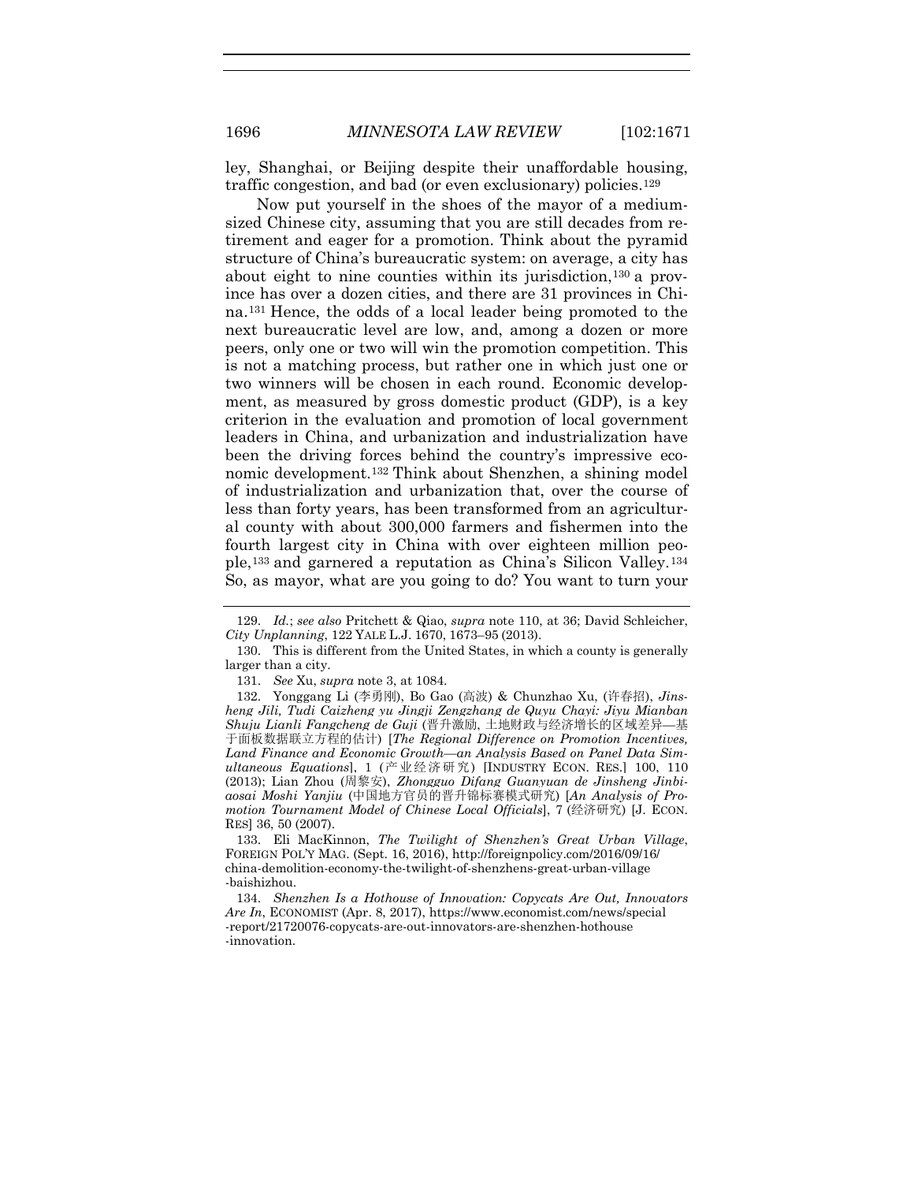ley, Shanghai, or Beijing despite their unaffordable housing, traffic congestion, and bad (or even exclusionary) policies.[129]

Now put yourself in the shoes of the mayor of a medium-sized Chinese city, assuming that you are still decades from retirement and eager for a promotion. Think about the pyramid structure of China's bureaucratic system: on average, a city has about eight to nine counties within its jurisdiction,[130] a province has over a dozen cities, and there are 31 provinces in China.[131] Hence, the odds of a local leader being promoted to the next bureaucratic level are low, and, among a dozen or more peers, only one or two will win the promotion competition. This is not a matching process, but rather one in which just one or two winners will be chosen in each round. Economic development, as measured by gross domestic product (GDP), is a key criterion in the evaluation and promotion of local government leaders in China, and urbanization and industrialization have been the driving forces behind the country's impressive economic development.[132] Think about Shenzhen, a shining model of industrialization and urbanization that, over the course of less than forty years, has been transformed from an agricultural county with about 300,000 farmers and fishermen into the fourth largest city in China with over eighteen million people,[133] and garnered a reputation as China's Silicon Valley.[134] So, as mayor, what are you going to do? You want to turn your

---

129. *Id.*; *see also* Pritchett & Qiao, *supra* note 110, at 36; David Schleicher, *City Unplanning*, 122 YALE L.J. 1670, 1673–95 (2013).

130. This is different from the United States, in which a county is generally larger than a city.

131. *See* Xu, *supra* note 3, at 1084.

132. Yonggang Li (李勇刚), Bo Gao (高波) & Chunzhao Xu, (许春招), *Jinsheng Jili, Tudi Caizheng yu Jingji Zengzhang de Quyu Chayi: Jiyu Mianban Shuju Lianli Fangcheng de Guji* (晋升激励, 土地财政与经济增长的区域差异—基于面板数据联立方程的估计) [*The Regional Difference on Promotion Incentives, Land Finance and Economic Growth—an Analysis Based on Panel Data Simultaneous Equations*], 1 (产业经济研究) [INDUSTRY ECON. RES.] 100, 110 (2013); Lian Zhou (周黎安), *Zhongguo Difang Guanyuan de Jinsheng Jinbiaosai Moshi Yanjiu* (中国地方官员的晋升锦标赛模式研究) [*An Analysis of Promotion Tournament Model of Chinese Local Officials*], 7 (经济研究) [J. ECON. RES] 36, 50 (2007).

133. Eli MacKinnon, *The Twilight of Shenzhen's Great Urban Village*, FOREIGN POL'Y MAG. (Sept. 16, 2016), http://foreignpolicy.com/2016/09/16/china-demolition-economy-the-twilight-of-shenzhens-great-urban-village-baishizhou.

134. *Shenzhen Is a Hothouse of Innovation: Copycats Are Out, Innovators Are In*, ECONOMIST (Apr. 8, 2017), https://www.economist.com/news/special-report/21720076-copycats-are-out-innovators-are-shenzhen-hothouse-innovation.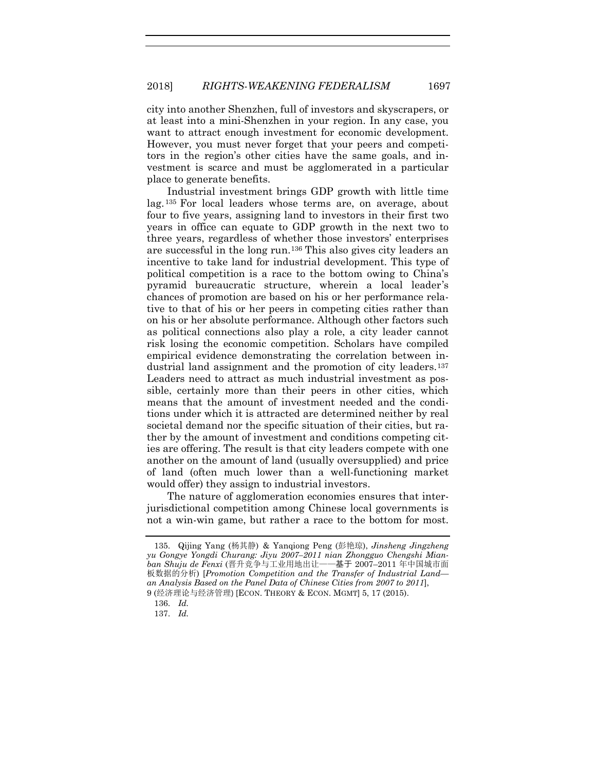city into another Shenzhen, full of investors and skyscrapers, or at least into a mini-Shenzhen in your region. In any case, you want to attract enough investment for economic development. However, you must never forget that your peers and competitors in the region's other cities have the same goals, and investment is scarce and must be agglomerated in a particular place to generate benefits.

Industrial investment brings GDP growth with little time lag.[135] For local leaders whose terms are, on average, about four to five years, assigning land to investors in their first two years in office can equate to GDP growth in the next two to three years, regardless of whether those investors' enterprises are successful in the long run.[136] This also gives city leaders an incentive to take land for industrial development. This type of political competition is a race to the bottom owing to China's pyramid bureaucratic structure, wherein a local leader's chances of promotion are based on his or her performance relative to that of his or her peers in competing cities rather than on his or her absolute performance. Although other factors such as political connections also play a role, a city leader cannot risk losing the economic competition. Scholars have compiled empirical evidence demonstrating the correlation between industrial land assignment and the promotion of city leaders.[137] Leaders need to attract as much industrial investment as possible, certainly more than their peers in other cities, which means that the amount of investment needed and the conditions under which it is attracted are determined neither by real societal demand nor the specific situation of their cities, but rather by the amount of investment and conditions competing cities are offering. The result is that city leaders compete with one another on the amount of land (usually oversupplied) and price of land (often much lower than a well-functioning market would offer) they assign to industrial investors.

The nature of agglomeration economies ensures that inter-jurisdictional competition among Chinese local governments is not a win-win game, but rather a race to the bottom for most.

---

135. Qijing Yang (杨其静) & Yanqiong Peng (彭艳琼), *Jinsheng Jingzheng yu Gongye Yongdi Churang: Jiyu 2007–2011 nian Zhongguo Chengshi Mianban Shuju de Fenxi* (晋升竞争与工业用地出让——基于 2007–2011 年中国城市面板数据的分析) [*Promotion Competition and the Transfer of Industrial Land—an Analysis Based on the Panel Data of Chinese Cities from 2007 to 2011*], 9 (经济理论与经济管理) [ECON. THEORY & ECON. MGMT] 5, 17 (2015).

136. *Id.*

137. *Id.*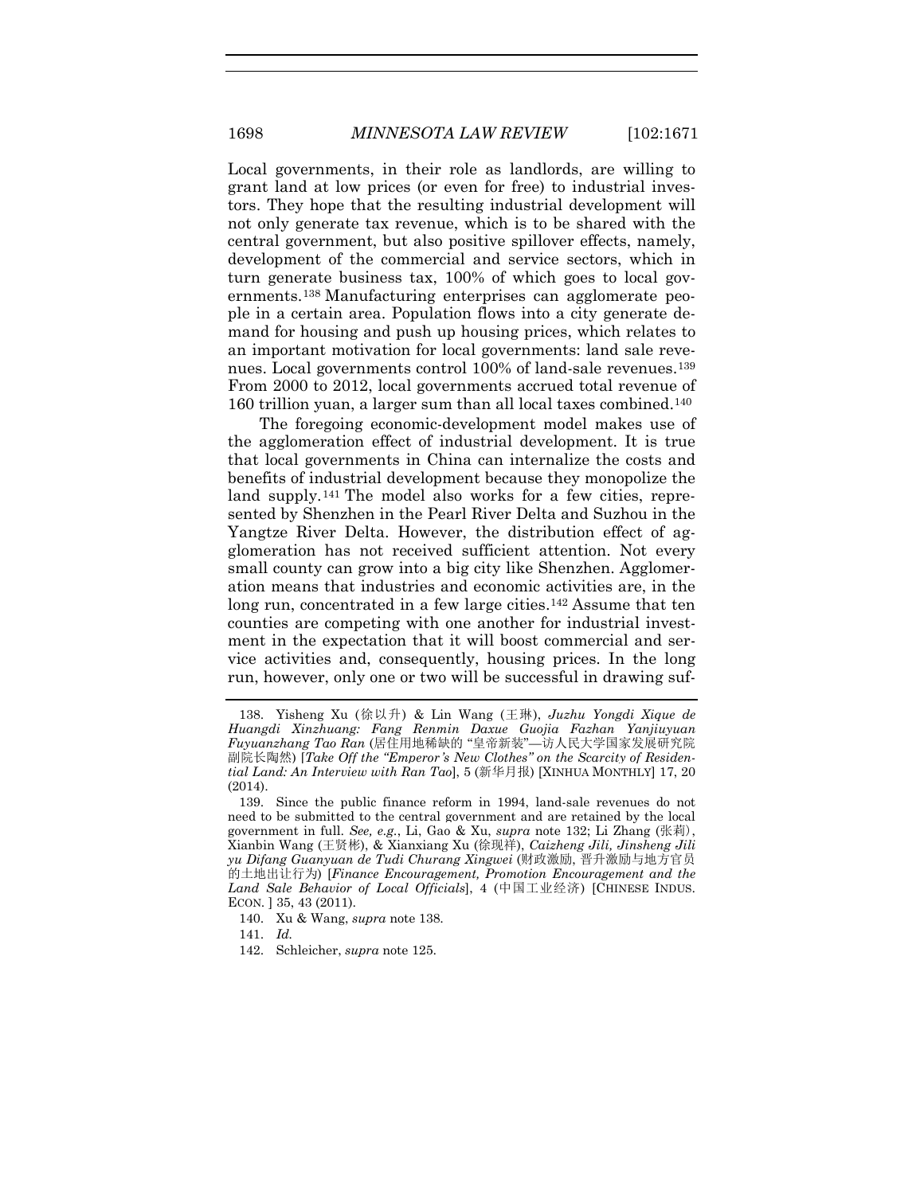Local governments, in their role as landlords, are willing to grant land at low prices (or even for free) to industrial investors. They hope that the resulting industrial development will not only generate tax revenue, which is to be shared with the central government, but also positive spillover effects, namely, development of the commercial and service sectors, which in turn generate business tax, 100% of which goes to local governments.[138] Manufacturing enterprises can agglomerate people in a certain area. Population flows into a city generate demand for housing and push up housing prices, which relates to an important motivation for local governments: land sale revenues. Local governments control 100% of land-sale revenues.[139] From 2000 to 2012, local governments accrued total revenue of 160 trillion yuan, a larger sum than all local taxes combined.[140]

The foregoing economic-development model makes use of the agglomeration effect of industrial development. It is true that local governments in China can internalize the costs and benefits of industrial development because they monopolize the land supply.[141] The model also works for a few cities, represented by Shenzhen in the Pearl River Delta and Suzhou in the Yangtze River Delta. However, the distribution effect of agglomeration has not received sufficient attention. Not every small county can grow into a big city like Shenzhen. Agglomeration means that industries and economic activities are, in the long run, concentrated in a few large cities.[142] Assume that ten counties are competing with one another for industrial investment in the expectation that it will boost commercial and service activities and, consequently, housing prices. In the long run, however, only one or two will be successful in drawing suf-

---

138. Yisheng Xu (徐以升) & Lin Wang (王琳), *Juzhu Yongdi Xique de Huangdi Xinzhuang: Fang Renmin Daxue Guojia Fazhan Yanjiuyuan Fuyuanzhang Tao Ran* (居住用地稀缺的 "皇帝新装"—访人民大学国家发展研究院副院长陶然) [*Take Off the "Emperor's New Clothes" on the Scarcity of Residential Land: An Interview with Ran Tao*], 5 (新华月报) [XINHUA MONTHLY] 17, 20 (2014).

139. Since the public finance reform in 1994, land-sale revenues do not need to be submitted to the central government and are retained by the local government in full. *See, e.g.*, Li, Gao & Xu, *supra* note 132; Li Zhang (张莉), Xianbin Wang (王贤彬), & Xianxiang Xu (徐现祥), *Caizheng Jili, Jinsheng Jili yu Difang Guanyuan de Tudi Churang Xingwei* (财政激励, 晋升激励与地方官员的土地出让行为) [*Finance Encouragement, Promotion Encouragement and the Land Sale Behavior of Local Officials*], 4 (中国工业经济) [CHINESE INDUS. ECON. ] 35, 43 (2011).

140. Xu & Wang, *supra* note 138.

141. *Id.*

142. Schleicher, *supra* note 125.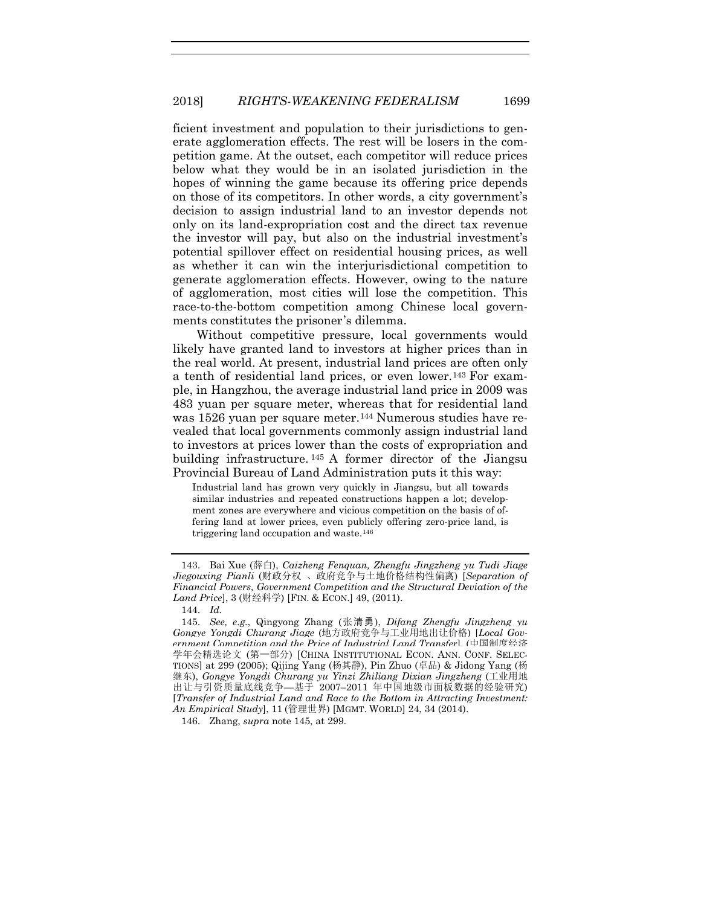ficient investment and population to their jurisdictions to generate agglomeration effects. The rest will be losers in the competition game. At the outset, each competitor will reduce prices below what they would be in an isolated jurisdiction in the hopes of winning the game because its offering price depends on those of its competitors. In other words, a city government's decision to assign industrial land to an investor depends not only on its land-expropriation cost and the direct tax revenue the investor will pay, but also on the industrial investment's potential spillover effect on residential housing prices, as well as whether it can win the interjurisdictional competition to generate agglomeration effects. However, owing to the nature of agglomeration, most cities will lose the competition. This race-to-the-bottom competition among Chinese local governments constitutes the prisoner's dilemma.

Without competitive pressure, local governments would likely have granted land to investors at higher prices than in the real world. At present, industrial land prices are often only a tenth of residential land prices, or even lower.[143] For example, in Hangzhou, the average industrial land price in 2009 was 483 yuan per square meter, whereas that for residential land was 1526 yuan per square meter.[144] Numerous studies have revealed that local governments commonly assign industrial land to investors at prices lower than the costs of expropriation and building infrastructure.[145] A former director of the Jiangsu Provincial Bureau of Land Administration puts it this way:

> Industrial land has grown very quickly in Jiangsu, but all towards similar industries and repeated constructions happen a lot; development zones are everywhere and vicious competition on the basis of offering land at lower prices, even publicly offering zero-price land, is triggering land occupation and waste.[146]

---

143. Bai Xue (薛白), *Caizheng Fenquan, Zhengfu Jingzheng yu Tudi Jiage Jiegouxing Pianli* (财政分权 、政府竞争与土地价格结构性偏离) [*Separation of Financial Powers, Government Competition and the Structural Deviation of the Land Price*], 3 (财经科学) [FIN. & ECON.] 49, (2011).

144. *Id.*

145. *See, e.g.*, Qingyong Zhang (张清勇), *Difang Zhengfu Jingzheng yu Gongye Yongdi Churang Jiage* (地方政府竞争与工业用地出让价格) [*Local Government Competition and the Price of Industrial Land Transfer*], (中国制度经济学年会精选论文 (第一部分) [CHINA INSTITUTIONAL ECON. ANN. CONF. SELECTIONS] at 299 (2005); Qijing Yang (杨其静), Pin Zhuo (卓品) & Jidong Yang (杨继东), *Gongye Yongdi Churang yu Yinzi Zhiliang Dixian Jingzheng* (工业用地出让与引资质量底线竞争—基于 2007–2011 年中国地级市面板数据的经验研究) [*Transfer of Industrial Land and Race to the Bottom in Attracting Investment: An Empirical Study*], 11 (管理世界) [MGMT. WORLD] 24, 34 (2014).

146. Zhang, *supra* note 145, at 299.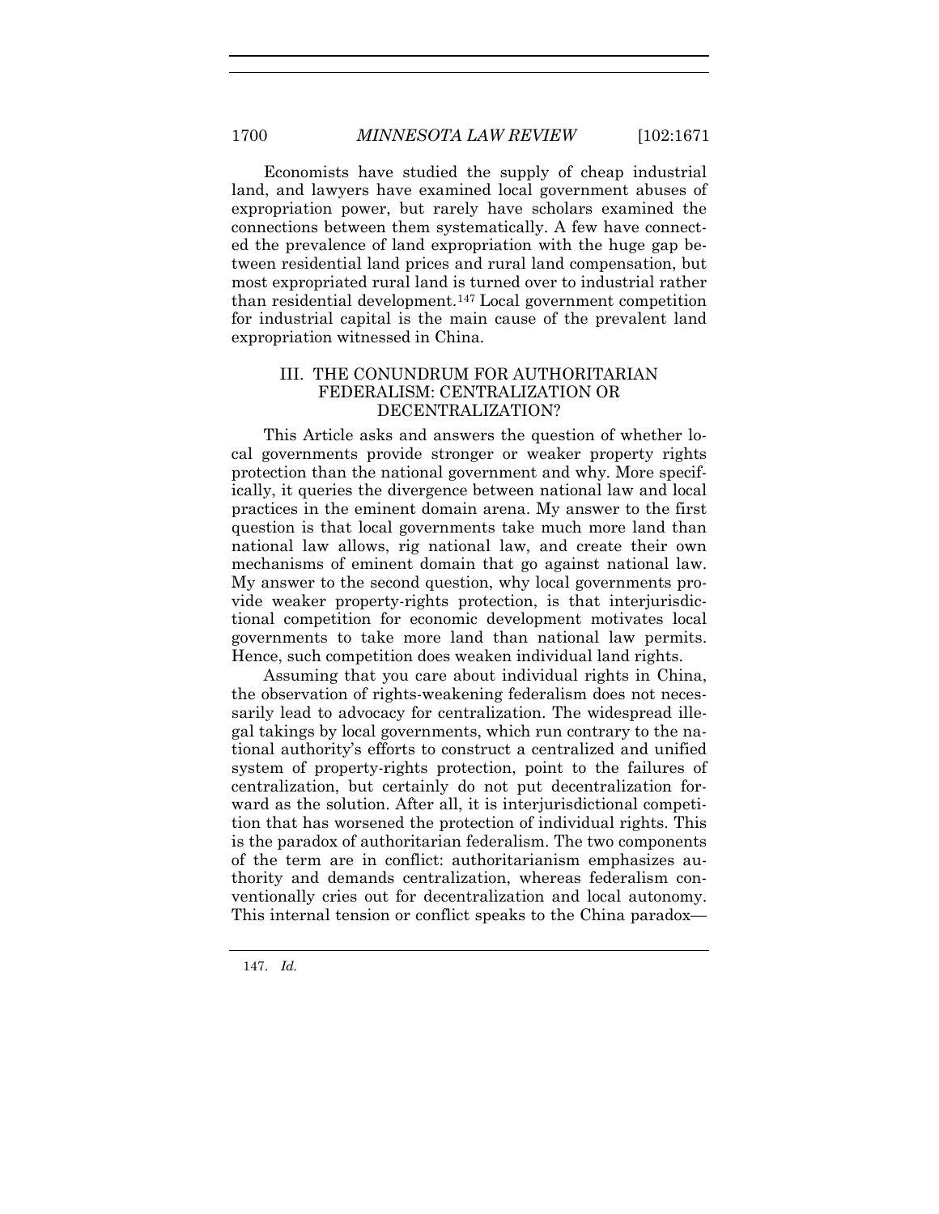Economists have studied the supply of cheap industrial land, and lawyers have examined local government abuses of expropriation power, but rarely have scholars examined the connections between them systematically. A few have connected the prevalence of land expropriation with the huge gap between residential land prices and rural land compensation, but most expropriated rural land is turned over to industrial rather than residential development.[147] Local government competition for industrial capital is the main cause of the prevalent land expropriation witnessed in China.

## III. THE CONUNDRUM FOR AUTHORITARIAN FEDERALISM: CENTRALIZATION OR DECENTRALIZATION?

This Article asks and answers the question of whether local governments provide stronger or weaker property rights protection than the national government and why. More specifically, it queries the divergence between national law and local practices in the eminent domain arena. My answer to the first question is that local governments take much more land than national law allows, rig national law, and create their own mechanisms of eminent domain that go against national law. My answer to the second question, why local governments provide weaker property-rights protection, is that interjurisdictional competition for economic development motivates local governments to take more land than national law permits. Hence, such competition does weaken individual land rights.

Assuming that you care about individual rights in China, the observation of rights-weakening federalism does not necessarily lead to advocacy for centralization. The widespread illegal takings by local governments, which run contrary to the national authority's efforts to construct a centralized and unified system of property-rights protection, point to the failures of centralization, but certainly do not put decentralization forward as the solution. After all, it is interjurisdictional competition that has worsened the protection of individual rights. This is the paradox of authoritarian federalism. The two components of the term are in conflict: authoritarianism emphasizes authority and demands centralization, whereas federalism conventionally cries out for decentralization and local autonomy. This internal tension or conflict speaks to the China paradox—

147. *Id.*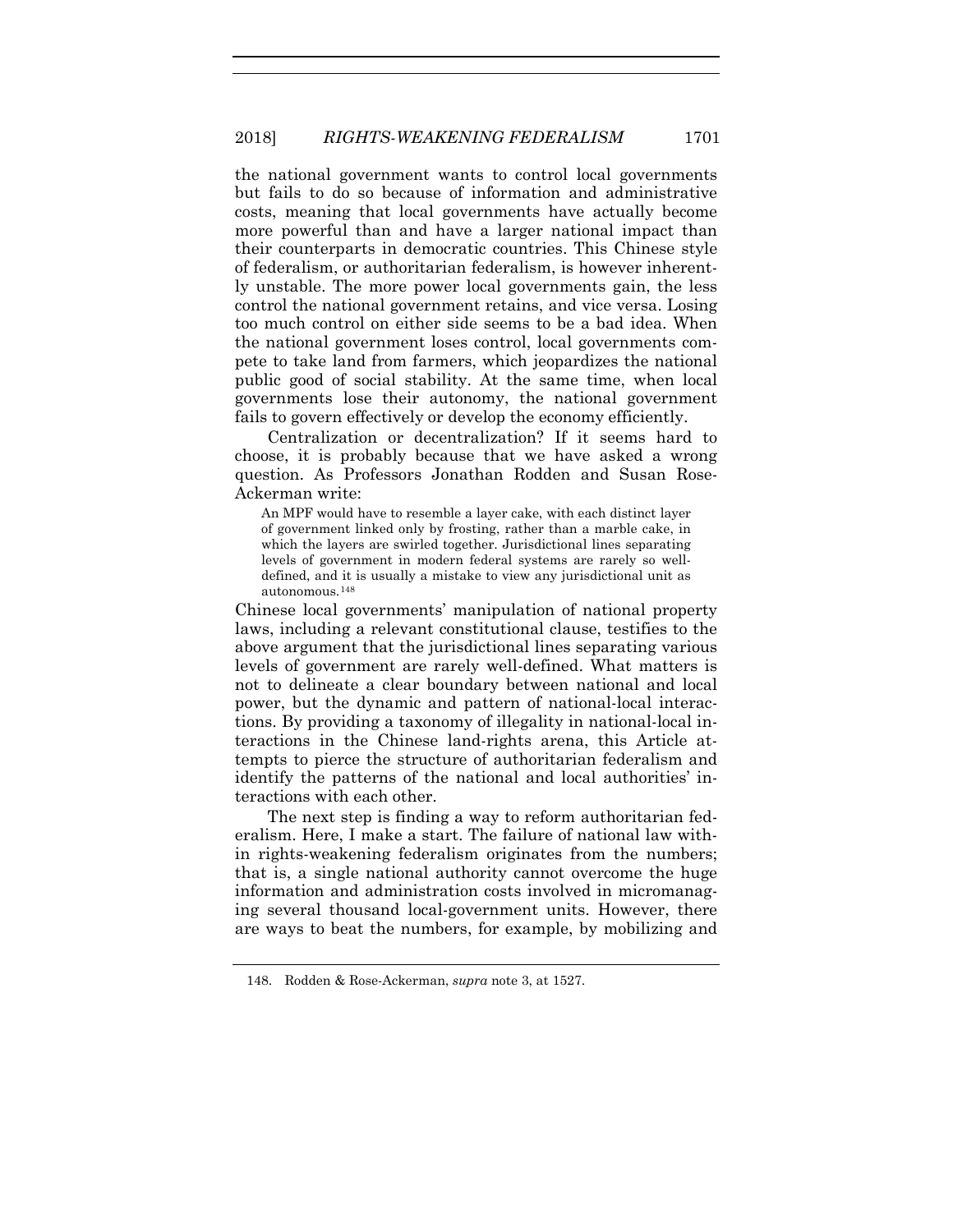the national government wants to control local governments but fails to do so because of information and administrative costs, meaning that local governments have actually become more powerful than and have a larger national impact than their counterparts in democratic countries. This Chinese style of federalism, or authoritarian federalism, is however inherently unstable. The more power local governments gain, the less control the national government retains, and vice versa. Losing too much control on either side seems to be a bad idea. When the national government loses control, local governments compete to take land from farmers, which jeopardizes the national public good of social stability. At the same time, when local governments lose their autonomy, the national government fails to govern effectively or develop the economy efficiently.

Centralization or decentralization? If it seems hard to choose, it is probably because that we have asked a wrong question. As Professors Jonathan Rodden and Susan Rose-Ackerman write:

> An MPF would have to resemble a layer cake, with each distinct layer of government linked only by frosting, rather than a marble cake, in which the layers are swirled together. Jurisdictional lines separating levels of government in modern federal systems are rarely so well-defined, and it is usually a mistake to view any jurisdictional unit as autonomous.[148]

Chinese local governments' manipulation of national property laws, including a relevant constitutional clause, testifies to the above argument that the jurisdictional lines separating various levels of government are rarely well-defined. What matters is not to delineate a clear boundary between national and local power, but the dynamic and pattern of national-local interactions. By providing a taxonomy of illegality in national-local interactions in the Chinese land-rights arena, this Article attempts to pierce the structure of authoritarian federalism and identify the patterns of the national and local authorities' interactions with each other.

The next step is finding a way to reform authoritarian federalism. Here, I make a start. The failure of national law within rights-weakening federalism originates from the numbers; that is, a single national authority cannot overcome the huge information and administration costs involved in micromanaging several thousand local-government units. However, there are ways to beat the numbers, for example, by mobilizing and

148. Rodden & Rose-Ackerman, *supra* note 3, at 1527.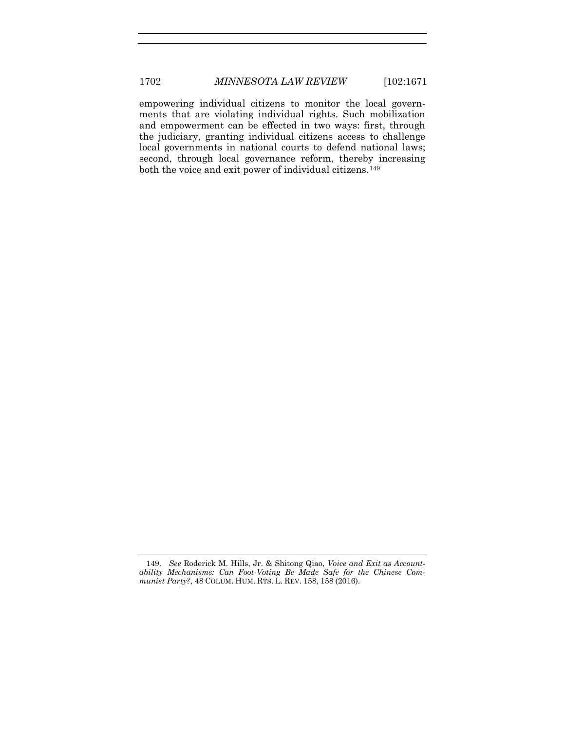empowering individual citizens to monitor the local governments that are violating individual rights. Such mobilization and empowerment can be effected in two ways: first, through the judiciary, granting individual citizens access to challenge local governments in national courts to defend national laws; second, through local governance reform, thereby increasing both the voice and exit power of individual citizens.[149]

---

149. *See* Roderick M. Hills, Jr. & Shitong Qiao, *Voice and Exit as Accountability Mechanisms: Can Foot-Voting Be Made Safe for the Chinese Communist Party?*, 48 COLUM. HUM. RTS. L. REV. 158, 158 (2016).